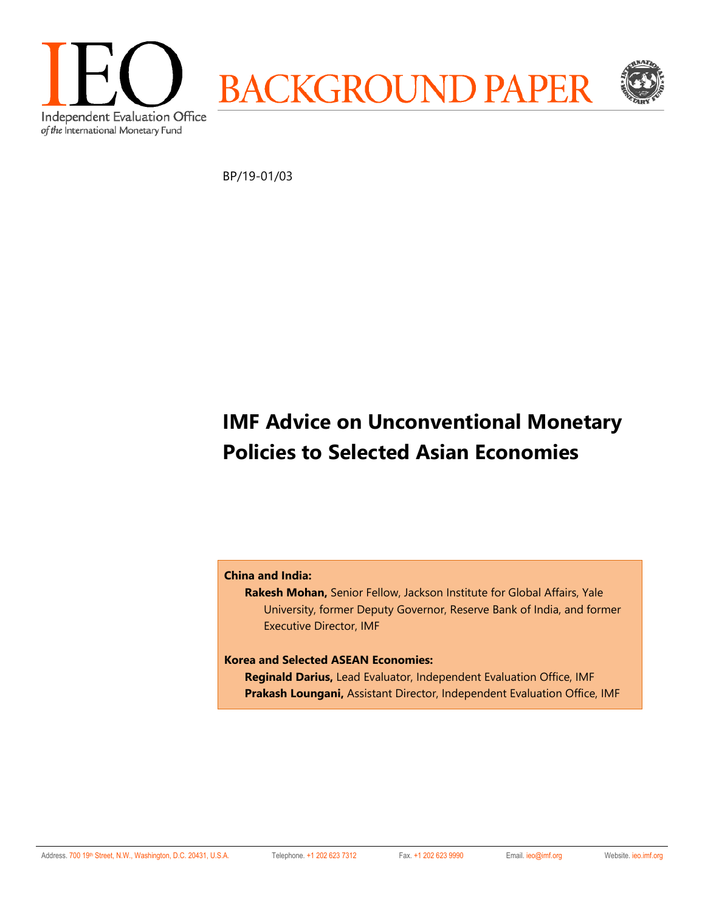IEO

Independent Evaluation Office
*of the* International Monetary Fund

BACKGROUND PAPER

BP/19-01/03

# IMF Advice on Unconventional Monetary Policies to Selected Asian Economies

**China and India:**

**Rakesh Mohan,** Senior Fellow, Jackson Institute for Global Affairs, Yale University, former Deputy Governor, Reserve Bank of India, and former Executive Director, IMF

**Korea and Selected ASEAN Economies:**

**Reginald Darius,** Lead Evaluator, Independent Evaluation Office, IMF

**Prakash Loungani,** Assistant Director, Independent Evaluation Office, IMF

Address. 700 19th Street, N.W., Washington, D.C. 20431, U.S.A. Telephone. +1 202 623 7312 Fax. +1 202 623 9990 Email. ieo@imf.org Website. ieo.imf.org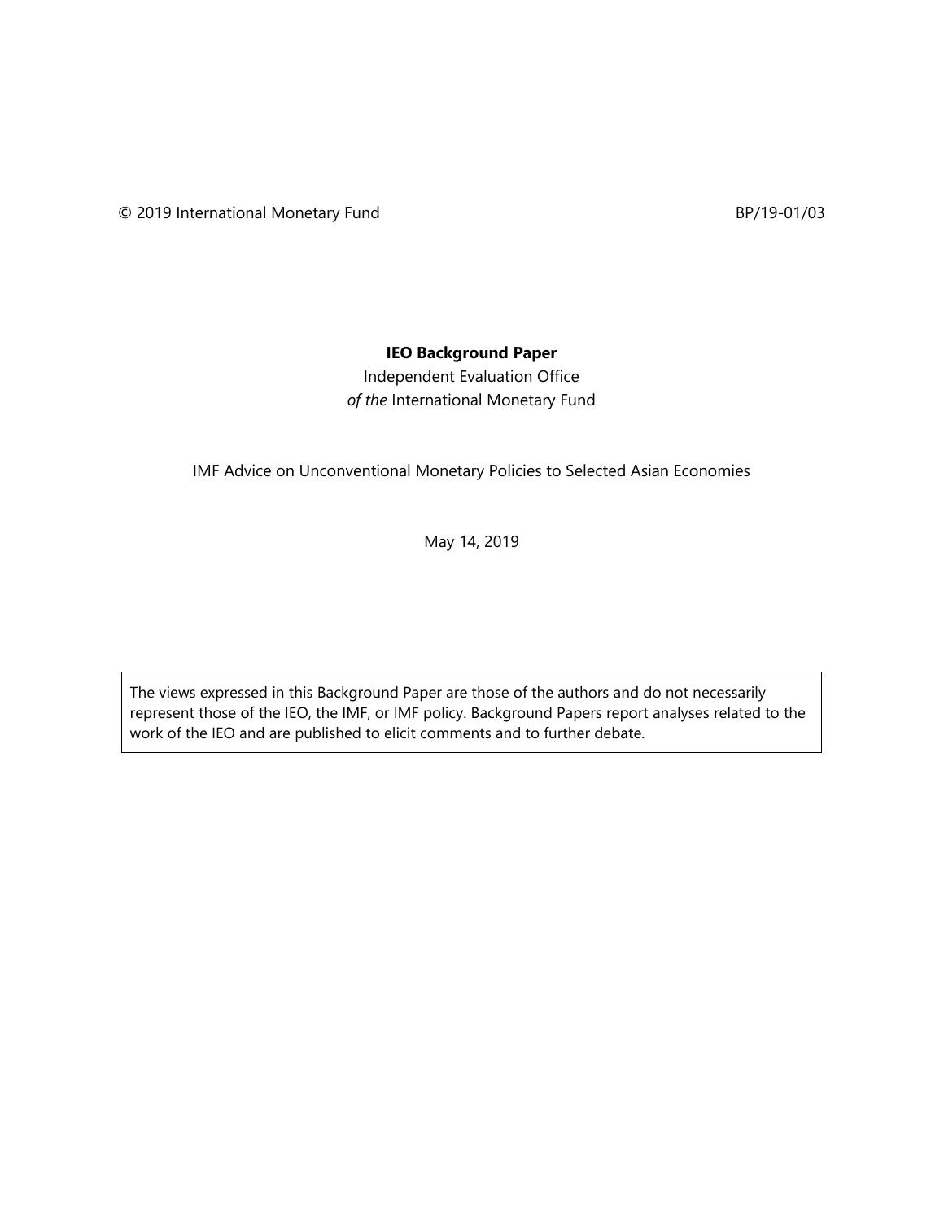© 2019 International Monetary Fund BP/19-01/03

**IEO Background Paper**

Independent Evaluation Office
*of the* International Monetary Fund

IMF Advice on Unconventional Monetary Policies to Selected Asian Economies

May 14, 2019

> The views expressed in this Background Paper are those of the authors and do not necessarily represent those of the IEO, the IMF, or IMF policy. Background Papers report analyses related to the work of the IEO and are published to elicit comments and to further debate.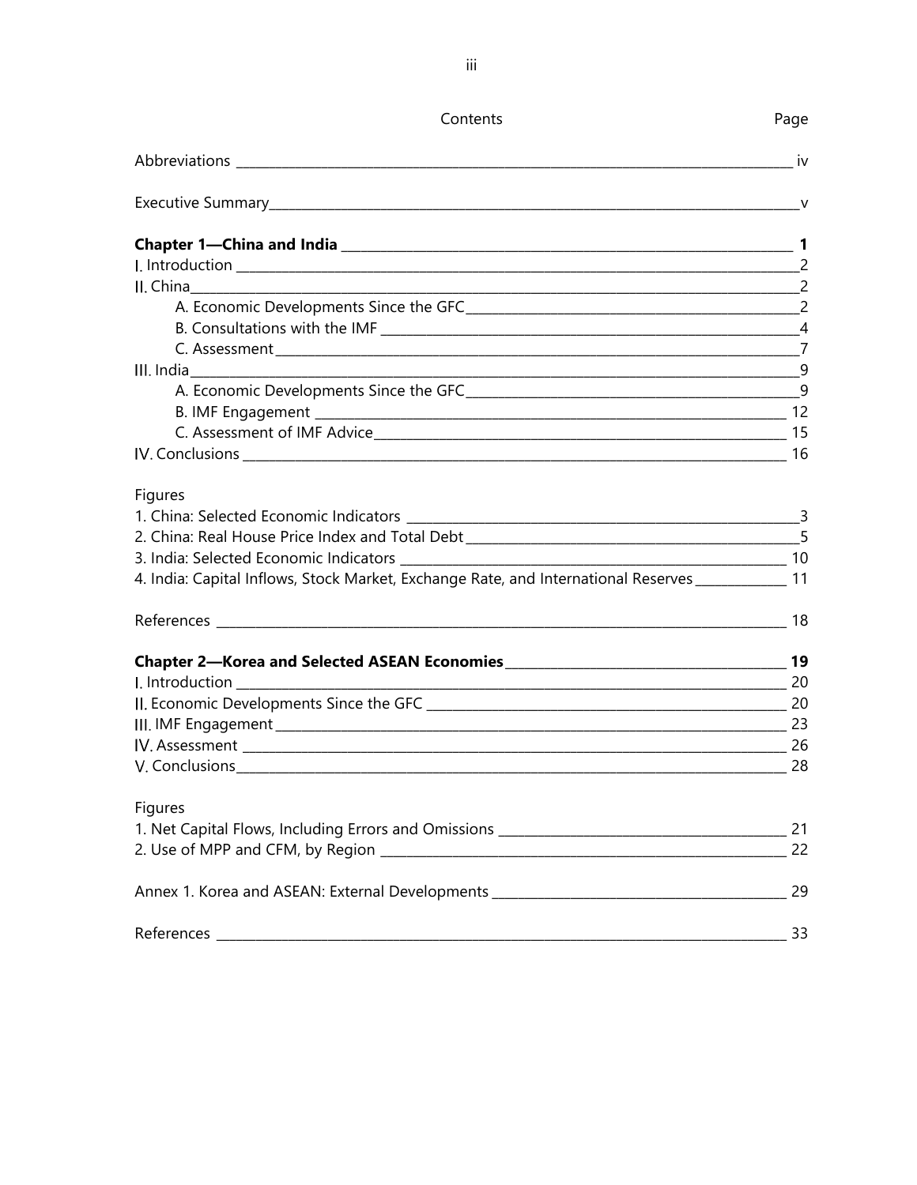# Contents

| | Page |
|---|---|
| Abbreviations | iv |
| Executive Summary | v |
| **Chapter 1—China and India** | **1** |
| I. Introduction | 2 |
| II. China | 2 |
| A. Economic Developments Since the GFC | 2 |
| B. Consultations with the IMF | 4 |
| C. Assessment | 7 |
| III. India | 9 |
| A. Economic Developments Since the GFC | 9 |
| B. IMF Engagement | 12 |
| C. Assessment of IMF Advice | 15 |
| IV. Conclusions | 16 |
| **Figures** | |
| 1. China: Selected Economic Indicators | 3 |
| 2. China: Real House Price Index and Total Debt | 5 |
| 3. India: Selected Economic Indicators | 10 |
| 4. India: Capital Inflows, Stock Market, Exchange Rate, and International Reserves | 11 |
| References | 18 |
| **Chapter 2—Korea and Selected ASEAN Economies** | **19** |
| I. Introduction | 20 |
| II. Economic Developments Since the GFC | 20 |
| III. IMF Engagement | 23 |
| IV. Assessment | 26 |
| V. Conclusions | 28 |
| **Figures** | |
| 1. Net Capital Flows, Including Errors and Omissions | 21 |
| 2. Use of MPP and CFM, by Region | 22 |
| Annex 1. Korea and ASEAN: External Developments | 29 |
| References | 33 |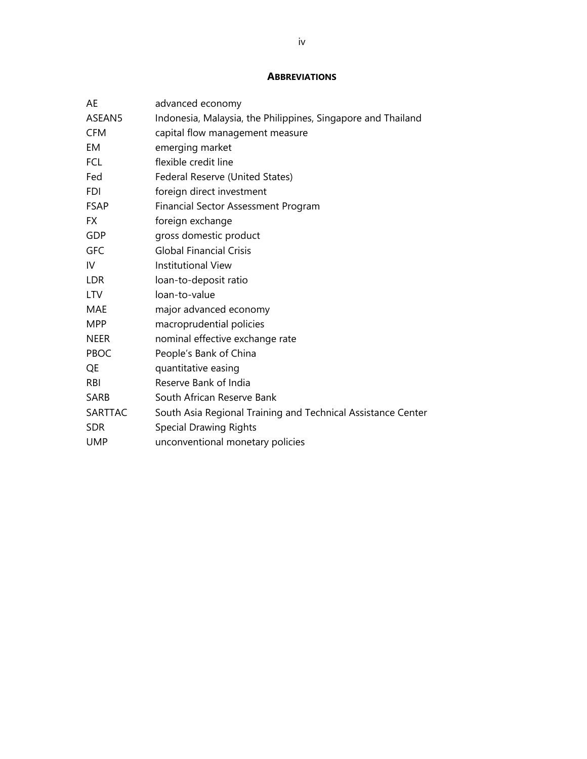## ABBREVIATIONS

| | |
|---|---|
| AE | advanced economy |
| ASEAN5 | Indonesia, Malaysia, the Philippines, Singapore and Thailand |
| CFM | capital flow management measure |
| EM | emerging market |
| FCL | flexible credit line |
| Fed | Federal Reserve (United States) |
| FDI | foreign direct investment |
| FSAP | Financial Sector Assessment Program |
| FX | foreign exchange |
| GDP | gross domestic product |
| GFC | Global Financial Crisis |
| IV | Institutional View |
| LDR | loan-to-deposit ratio |
| LTV | loan-to-value |
| MAE | major advanced economy |
| MPP | macroprudential policies |
| NEER | nominal effective exchange rate |
| PBOC | People's Bank of China |
| QE | quantitative easing |
| RBI | Reserve Bank of India |
| SARB | South African Reserve Bank |
| SARTTAC | South Asia Regional Training and Technical Assistance Center |
| SDR | Special Drawing Rights |
| UMP | unconventional monetary policies |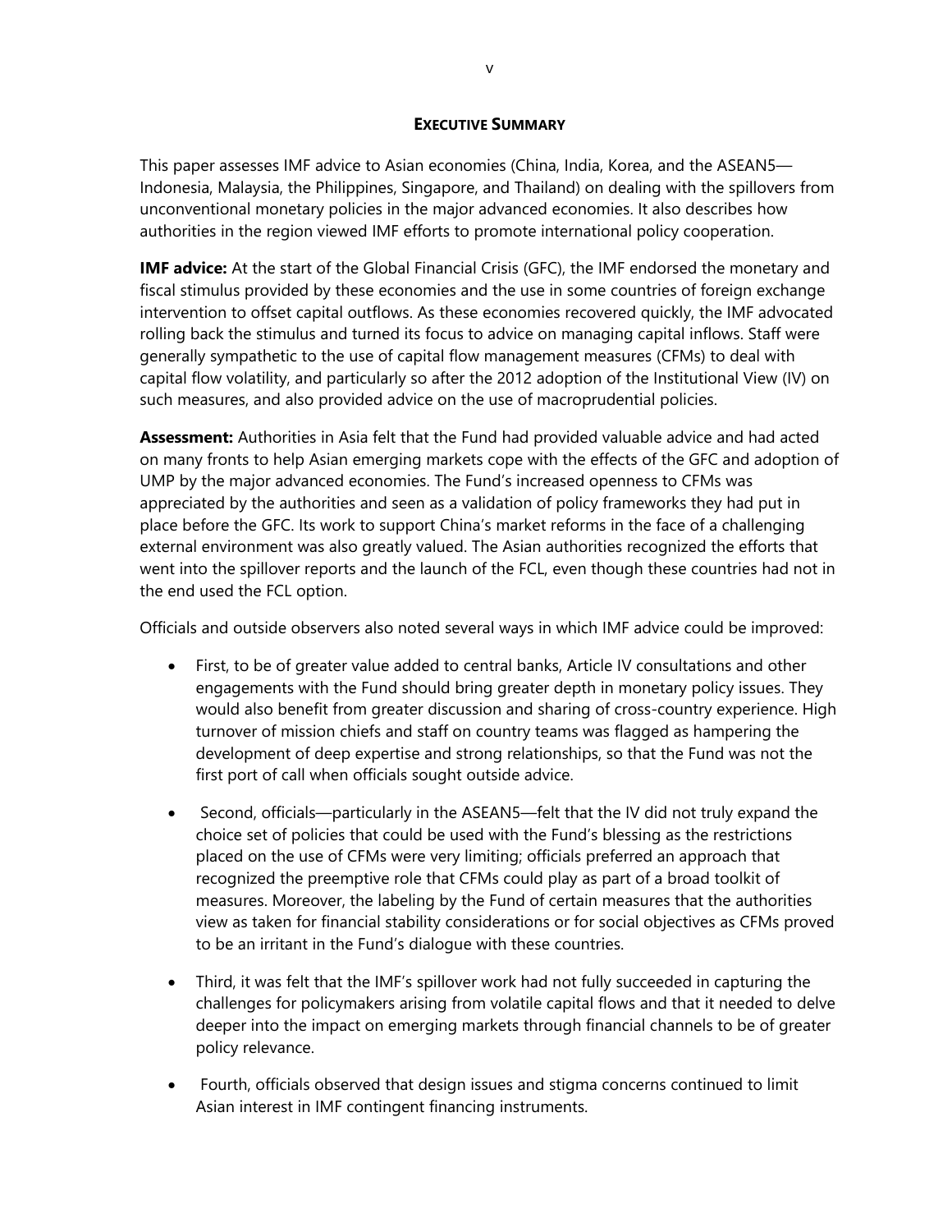## EXECUTIVE SUMMARY

This paper assesses IMF advice to Asian economies (China, India, Korea, and the ASEAN5—Indonesia, Malaysia, the Philippines, Singapore, and Thailand) on dealing with the spillovers from unconventional monetary policies in the major advanced economies. It also describes how authorities in the region viewed IMF efforts to promote international policy cooperation.

**IMF advice:** At the start of the Global Financial Crisis (GFC), the IMF endorsed the monetary and fiscal stimulus provided by these economies and the use in some countries of foreign exchange intervention to offset capital outflows. As these economies recovered quickly, the IMF advocated rolling back the stimulus and turned its focus to advice on managing capital inflows. Staff were generally sympathetic to the use of capital flow management measures (CFMs) to deal with capital flow volatility, and particularly so after the 2012 adoption of the Institutional View (IV) on such measures, and also provided advice on the use of macroprudential policies.

**Assessment:** Authorities in Asia felt that the Fund had provided valuable advice and had acted on many fronts to help Asian emerging markets cope with the effects of the GFC and adoption of UMP by the major advanced economies. The Fund's increased openness to CFMs was appreciated by the authorities and seen as a validation of policy frameworks they had put in place before the GFC. Its work to support China's market reforms in the face of a challenging external environment was also greatly valued. The Asian authorities recognized the efforts that went into the spillover reports and the launch of the FCL, even though these countries had not in the end used the FCL option.

Officials and outside observers also noted several ways in which IMF advice could be improved:

- First, to be of greater value added to central banks, Article IV consultations and other engagements with the Fund should bring greater depth in monetary policy issues. They would also benefit from greater discussion and sharing of cross-country experience. High turnover of mission chiefs and staff on country teams was flagged as hampering the development of deep expertise and strong relationships, so that the Fund was not the first port of call when officials sought outside advice.
- Second, officials—particularly in the ASEAN5—felt that the IV did not truly expand the choice set of policies that could be used with the Fund's blessing as the restrictions placed on the use of CFMs were very limiting; officials preferred an approach that recognized the preemptive role that CFMs could play as part of a broad toolkit of measures. Moreover, the labeling by the Fund of certain measures that the authorities view as taken for financial stability considerations or for social objectives as CFMs proved to be an irritant in the Fund's dialogue with these countries.
- Third, it was felt that the IMF's spillover work had not fully succeeded in capturing the challenges for policymakers arising from volatile capital flows and that it needed to delve deeper into the impact on emerging markets through financial channels to be of greater policy relevance.
- Fourth, officials observed that design issues and stigma concerns continued to limit Asian interest in IMF contingent financing instruments.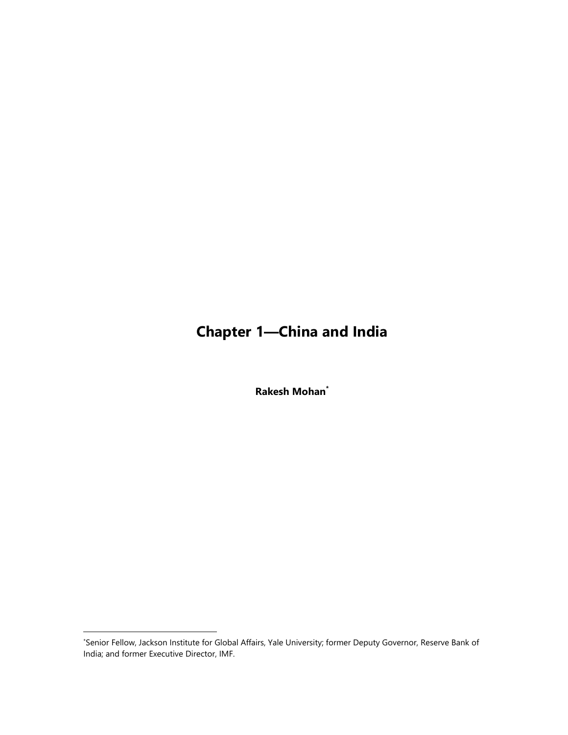# Chapter 1—China and India

**Rakesh Mohan[*]**

[*]Senior Fellow, Jackson Institute for Global Affairs, Yale University; former Deputy Governor, Reserve Bank of India; and former Executive Director, IMF.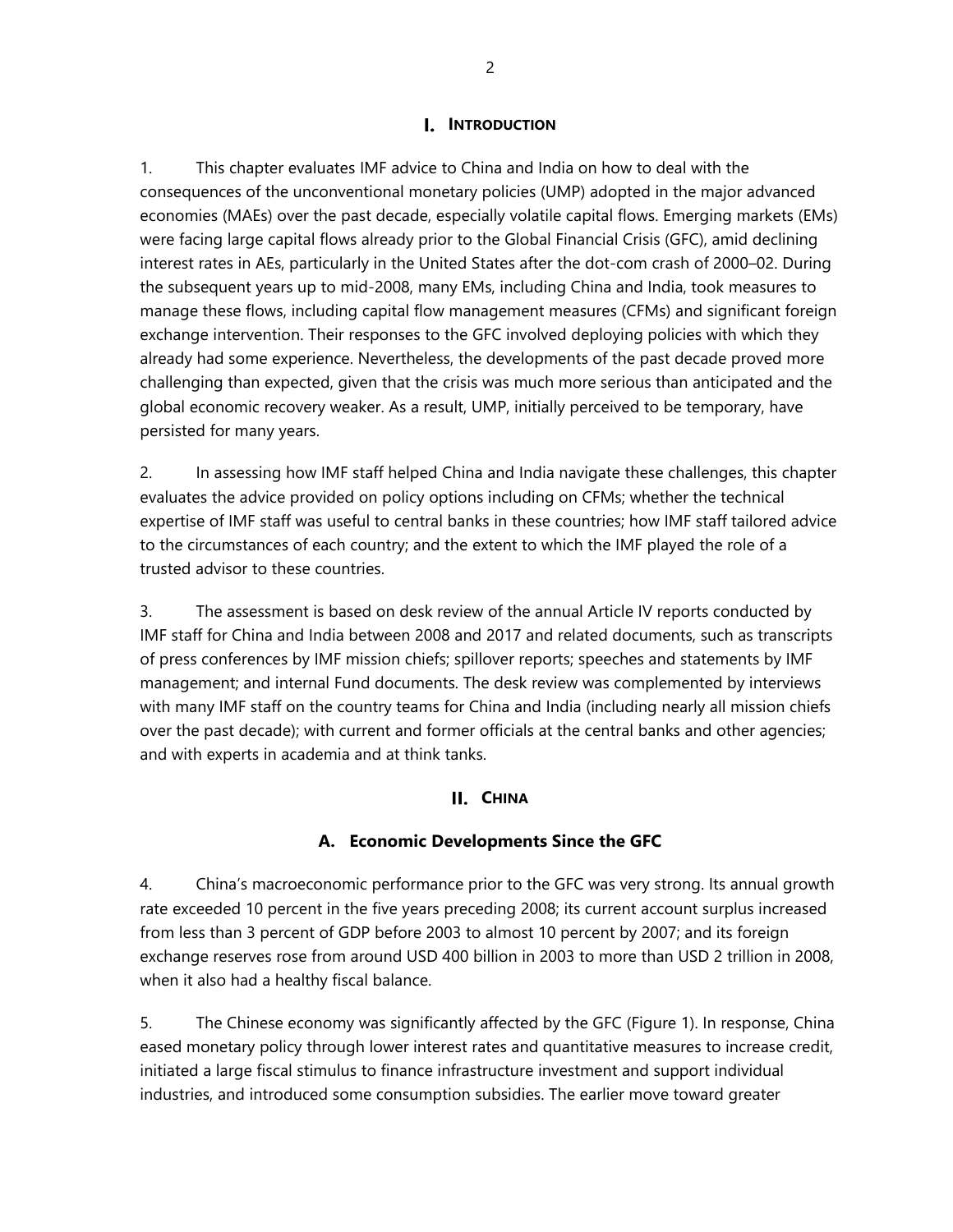# I. Introduction

1. This chapter evaluates IMF advice to China and India on how to deal with the consequences of the unconventional monetary policies (UMP) adopted in the major advanced economies (MAEs) over the past decade, especially volatile capital flows. Emerging markets (EMs) were facing large capital flows already prior to the Global Financial Crisis (GFC), amid declining interest rates in AEs, particularly in the United States after the dot-com crash of 2000–02. During the subsequent years up to mid-2008, many EMs, including China and India, took measures to manage these flows, including capital flow management measures (CFMs) and significant foreign exchange intervention. Their responses to the GFC involved deploying policies with which they already had some experience. Nevertheless, the developments of the past decade proved more challenging than expected, given that the crisis was much more serious than anticipated and the global economic recovery weaker. As a result, UMP, initially perceived to be temporary, have persisted for many years.

2. In assessing how IMF staff helped China and India navigate these challenges, this chapter evaluates the advice provided on policy options including on CFMs; whether the technical expertise of IMF staff was useful to central banks in these countries; how IMF staff tailored advice to the circumstances of each country; and the extent to which the IMF played the role of a trusted advisor to these countries.

3. The assessment is based on desk review of the annual Article IV reports conducted by IMF staff for China and India between 2008 and 2017 and related documents, such as transcripts of press conferences by IMF mission chiefs; spillover reports; speeches and statements by IMF management; and internal Fund documents. The desk review was complemented by interviews with many IMF staff on the country teams for China and India (including nearly all mission chiefs over the past decade); with current and former officials at the central banks and other agencies; and with experts in academia and at think tanks.

# II. China

## A. Economic Developments Since the GFC

4. China's macroeconomic performance prior to the GFC was very strong. Its annual growth rate exceeded 10 percent in the five years preceding 2008; its current account surplus increased from less than 3 percent of GDP before 2003 to almost 10 percent by 2007; and its foreign exchange reserves rose from around USD 400 billion in 2003 to more than USD 2 trillion in 2008, when it also had a healthy fiscal balance.

5. The Chinese economy was significantly affected by the GFC (Figure 1). In response, China eased monetary policy through lower interest rates and quantitative measures to increase credit, initiated a large fiscal stimulus to finance infrastructure investment and support individual industries, and introduced some consumption subsidies. The earlier move toward greater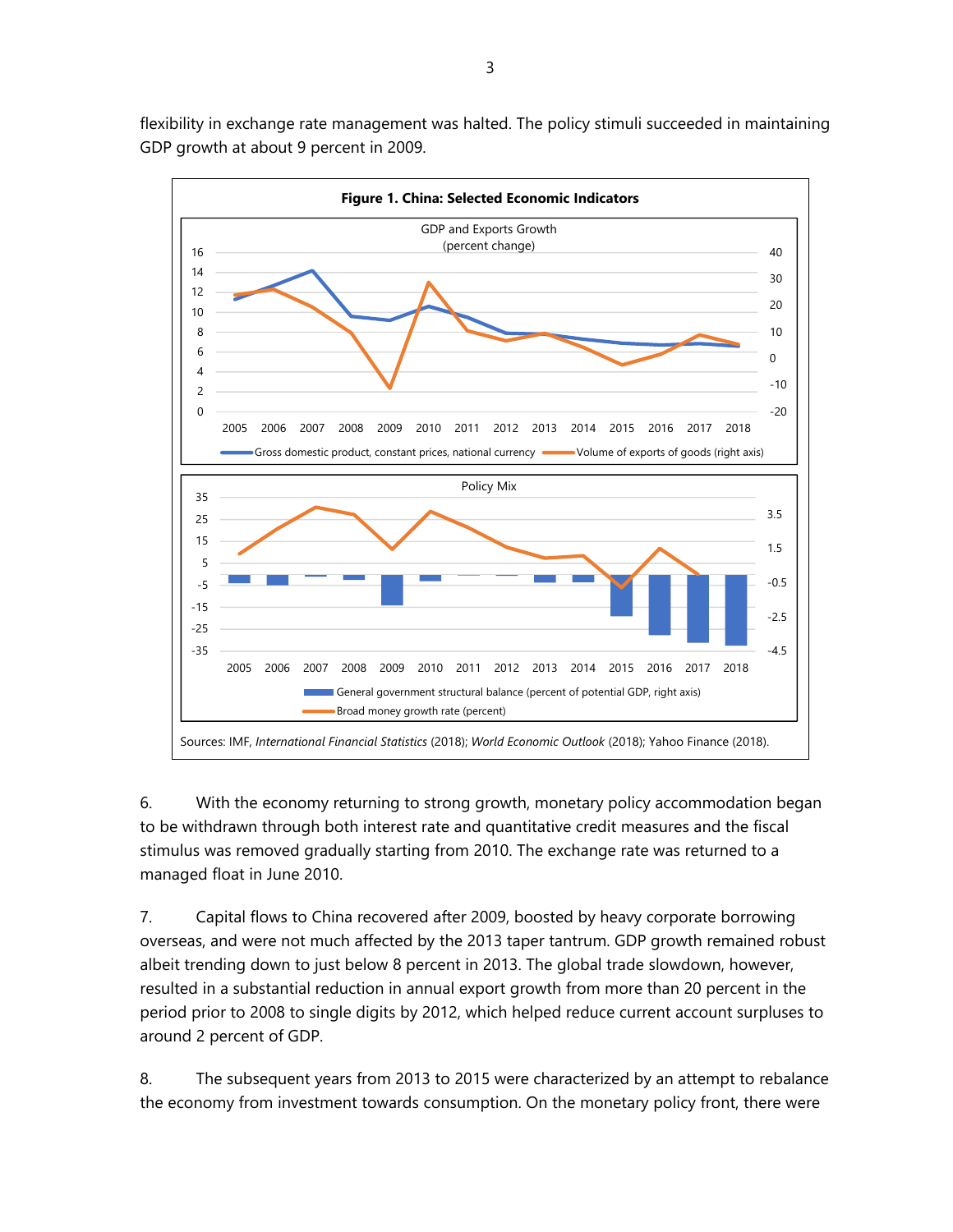flexibility in exchange rate management was halted. The policy stimuli succeeded in maintaining GDP growth at about 9 percent in 2009.

**Figure 1. China: Selected Economic Indicators**

Sources: IMF, *International Financial Statistics* (2018); *World Economic Outlook* (2018); Yahoo Finance (2018).

6. With the economy returning to strong growth, monetary policy accommodation began to be withdrawn through both interest rate and quantitative credit measures and the fiscal stimulus was removed gradually starting from 2010. The exchange rate was returned to a managed float in June 2010.

7. Capital flows to China recovered after 2009, boosted by heavy corporate borrowing overseas, and were not much affected by the 2013 taper tantrum. GDP growth remained robust albeit trending down to just below 8 percent in 2013. The global trade slowdown, however, resulted in a substantial reduction in annual export growth from more than 20 percent in the period prior to 2008 to single digits by 2012, which helped reduce current account surpluses to around 2 percent of GDP.

8. The subsequent years from 2013 to 2015 were characterized by an attempt to rebalance the economy from investment towards consumption. On the monetary policy front, there were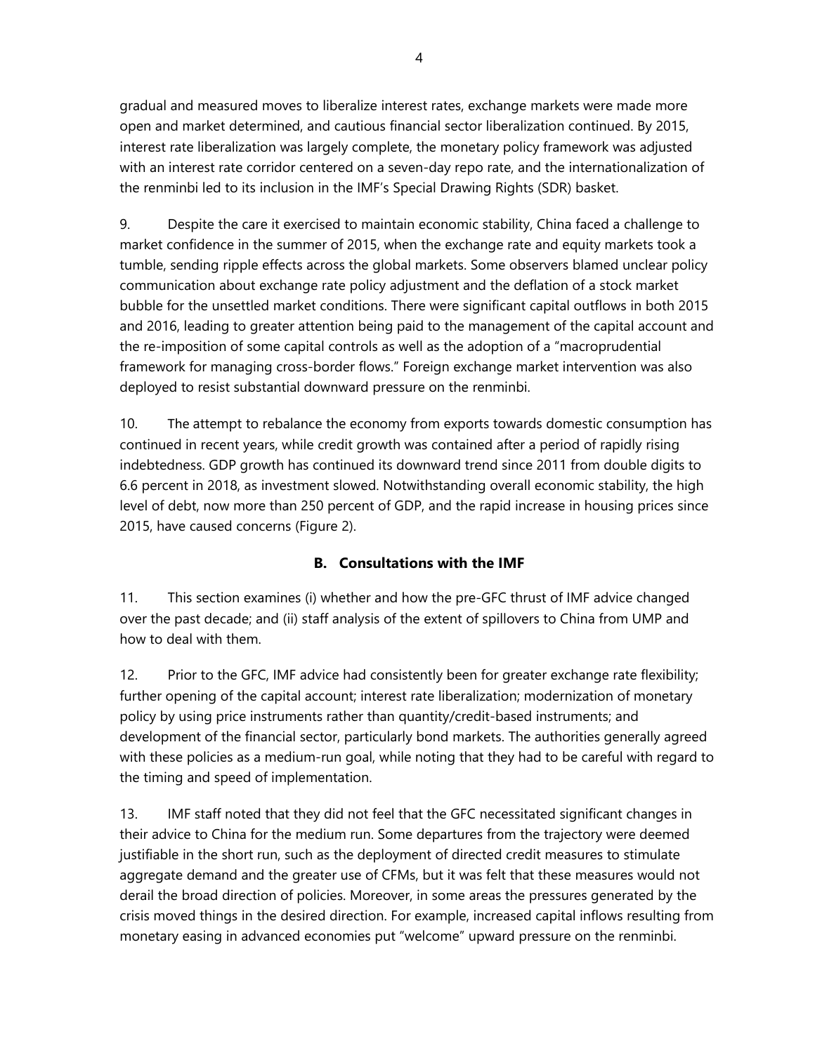gradual and measured moves to liberalize interest rates, exchange markets were made more open and market determined, and cautious financial sector liberalization continued. By 2015, interest rate liberalization was largely complete, the monetary policy framework was adjusted with an interest rate corridor centered on a seven-day repo rate, and the internationalization of the renminbi led to its inclusion in the IMF's Special Drawing Rights (SDR) basket.

9. Despite the care it exercised to maintain economic stability, China faced a challenge to market confidence in the summer of 2015, when the exchange rate and equity markets took a tumble, sending ripple effects across the global markets. Some observers blamed unclear policy communication about exchange rate policy adjustment and the deflation of a stock market bubble for the unsettled market conditions. There were significant capital outflows in both 2015 and 2016, leading to greater attention being paid to the management of the capital account and the re-imposition of some capital controls as well as the adoption of a "macroprudential framework for managing cross-border flows." Foreign exchange market intervention was also deployed to resist substantial downward pressure on the renminbi.

10. The attempt to rebalance the economy from exports towards domestic consumption has continued in recent years, while credit growth was contained after a period of rapidly rising indebtedness. GDP growth has continued its downward trend since 2011 from double digits to 6.6 percent in 2018, as investment slowed. Notwithstanding overall economic stability, the high level of debt, now more than 250 percent of GDP, and the rapid increase in housing prices since 2015, have caused concerns (Figure 2).

## B. Consultations with the IMF

11. This section examines (i) whether and how the pre-GFC thrust of IMF advice changed over the past decade; and (ii) staff analysis of the extent of spillovers to China from UMP and how to deal with them.

12. Prior to the GFC, IMF advice had consistently been for greater exchange rate flexibility; further opening of the capital account; interest rate liberalization; modernization of monetary policy by using price instruments rather than quantity/credit-based instruments; and development of the financial sector, particularly bond markets. The authorities generally agreed with these policies as a medium-run goal, while noting that they had to be careful with regard to the timing and speed of implementation.

13. IMF staff noted that they did not feel that the GFC necessitated significant changes in their advice to China for the medium run. Some departures from the trajectory were deemed justifiable in the short run, such as the deployment of directed credit measures to stimulate aggregate demand and the greater use of CFMs, but it was felt that these measures would not derail the broad direction of policies. Moreover, in some areas the pressures generated by the crisis moved things in the desired direction. For example, increased capital inflows resulting from monetary easing in advanced economies put "welcome" upward pressure on the renminbi.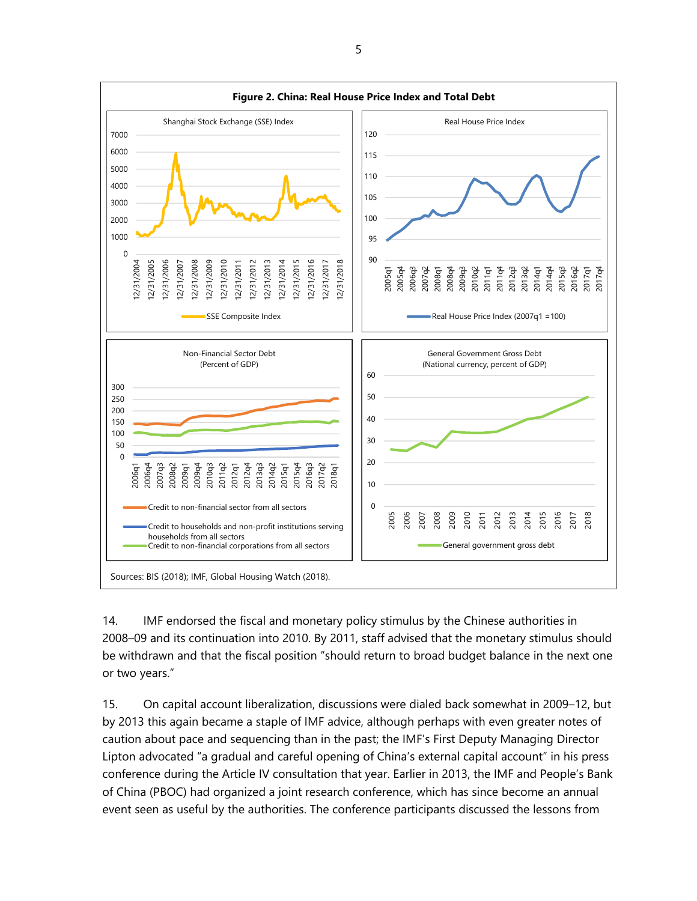**Figure 2. China: Real House Price Index and Total Debt**

Sources: BIS (2018); IMF, Global Housing Watch (2018).

14. IMF endorsed the fiscal and monetary policy stimulus by the Chinese authorities in 2008–09 and its continuation into 2010. By 2011, staff advised that the monetary stimulus should be withdrawn and that the fiscal position "should return to broad budget balance in the next one or two years."

15. On capital account liberalization, discussions were dialed back somewhat in 2009–12, but by 2013 this again became a staple of IMF advice, although perhaps with even greater notes of caution about pace and sequencing than in the past; the IMF's First Deputy Managing Director Lipton advocated "a gradual and careful opening of China's external capital account" in his press conference during the Article IV consultation that year. Earlier in 2013, the IMF and People's Bank of China (PBOC) had organized a joint research conference, which has since become an annual event seen as useful by the authorities. The conference participants discussed the lessons from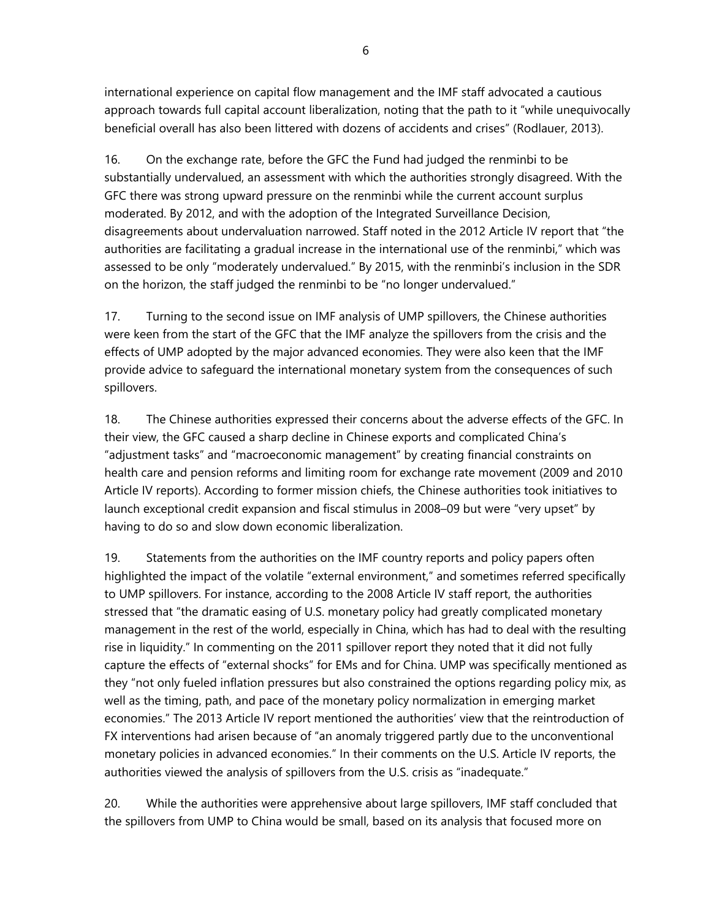international experience on capital flow management and the IMF staff advocated a cautious approach towards full capital account liberalization, noting that the path to it "while unequivocally beneficial overall has also been littered with dozens of accidents and crises" (Rodlauer, 2013).

16. On the exchange rate, before the GFC the Fund had judged the renminbi to be substantially undervalued, an assessment with which the authorities strongly disagreed. With the GFC there was strong upward pressure on the renminbi while the current account surplus moderated. By 2012, and with the adoption of the Integrated Surveillance Decision, disagreements about undervaluation narrowed. Staff noted in the 2012 Article IV report that "the authorities are facilitating a gradual increase in the international use of the renminbi," which was assessed to be only "moderately undervalued." By 2015, with the renminbi's inclusion in the SDR on the horizon, the staff judged the renminbi to be "no longer undervalued."

17. Turning to the second issue on IMF analysis of UMP spillovers, the Chinese authorities were keen from the start of the GFC that the IMF analyze the spillovers from the crisis and the effects of UMP adopted by the major advanced economies. They were also keen that the IMF provide advice to safeguard the international monetary system from the consequences of such spillovers.

18. The Chinese authorities expressed their concerns about the adverse effects of the GFC. In their view, the GFC caused a sharp decline in Chinese exports and complicated China's "adjustment tasks" and "macroeconomic management" by creating financial constraints on health care and pension reforms and limiting room for exchange rate movement (2009 and 2010 Article IV reports). According to former mission chiefs, the Chinese authorities took initiatives to launch exceptional credit expansion and fiscal stimulus in 2008–09 but were "very upset" by having to do so and slow down economic liberalization.

19. Statements from the authorities on the IMF country reports and policy papers often highlighted the impact of the volatile "external environment," and sometimes referred specifically to UMP spillovers. For instance, according to the 2008 Article IV staff report, the authorities stressed that "the dramatic easing of U.S. monetary policy had greatly complicated monetary management in the rest of the world, especially in China, which has had to deal with the resulting rise in liquidity." In commenting on the 2011 spillover report they noted that it did not fully capture the effects of "external shocks" for EMs and for China. UMP was specifically mentioned as they "not only fueled inflation pressures but also constrained the options regarding policy mix, as well as the timing, path, and pace of the monetary policy normalization in emerging market economies." The 2013 Article IV report mentioned the authorities' view that the reintroduction of FX interventions had arisen because of "an anomaly triggered partly due to the unconventional monetary policies in advanced economies." In their comments on the U.S. Article IV reports, the authorities viewed the analysis of spillovers from the U.S. crisis as "inadequate."

20. While the authorities were apprehensive about large spillovers, IMF staff concluded that the spillovers from UMP to China would be small, based on its analysis that focused more on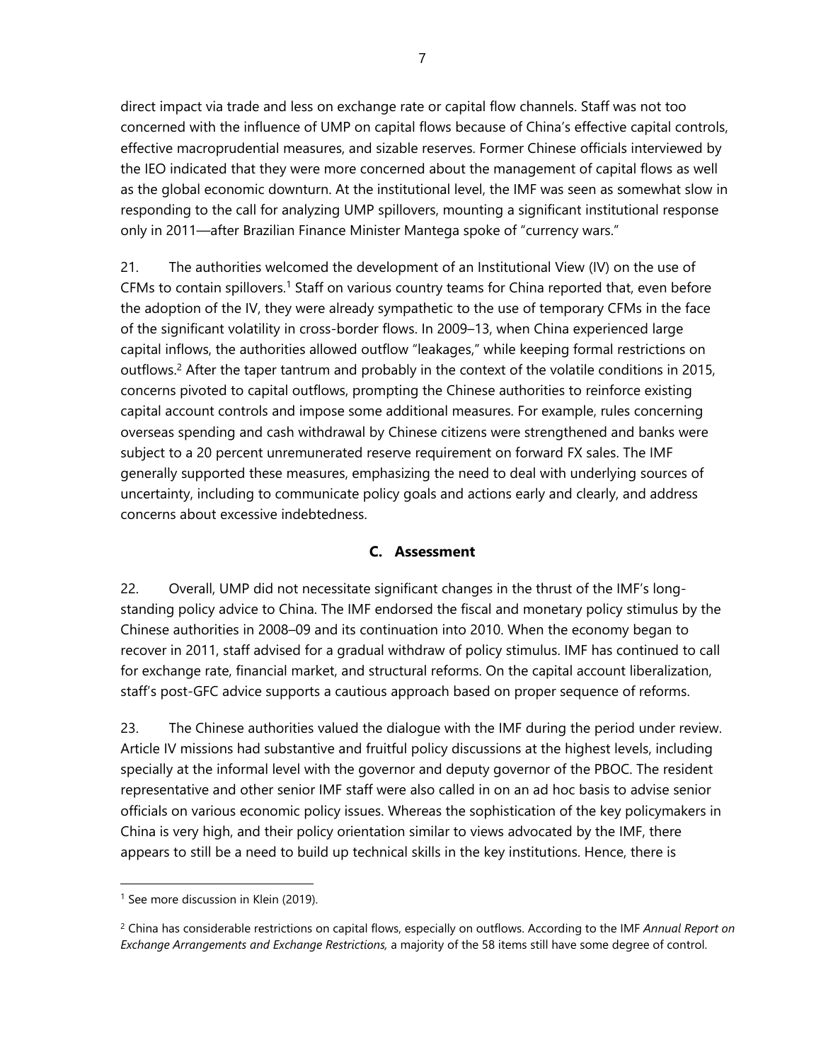direct impact via trade and less on exchange rate or capital flow channels. Staff was not too concerned with the influence of UMP on capital flows because of China's effective capital controls, effective macroprudential measures, and sizable reserves. Former Chinese officials interviewed by the IEO indicated that they were more concerned about the management of capital flows as well as the global economic downturn. At the institutional level, the IMF was seen as somewhat slow in responding to the call for analyzing UMP spillovers, mounting a significant institutional response only in 2011—after Brazilian Finance Minister Mantega spoke of "currency wars."

21. The authorities welcomed the development of an Institutional View (IV) on the use of CFMs to contain spillovers.[1] Staff on various country teams for China reported that, even before the adoption of the IV, they were already sympathetic to the use of temporary CFMs in the face of the significant volatility in cross-border flows. In 2009–13, when China experienced large capital inflows, the authorities allowed outflow "leakages," while keeping formal restrictions on outflows.[2] After the taper tantrum and probably in the context of the volatile conditions in 2015, concerns pivoted to capital outflows, prompting the Chinese authorities to reinforce existing capital account controls and impose some additional measures. For example, rules concerning overseas spending and cash withdrawal by Chinese citizens were strengthened and banks were subject to a 20 percent unremunerated reserve requirement on forward FX sales. The IMF generally supported these measures, emphasizing the need to deal with underlying sources of uncertainty, including to communicate policy goals and actions early and clearly, and address concerns about excessive indebtedness.

## C. Assessment

22. Overall, UMP did not necessitate significant changes in the thrust of the IMF's long-standing policy advice to China. The IMF endorsed the fiscal and monetary policy stimulus by the Chinese authorities in 2008–09 and its continuation into 2010. When the economy began to recover in 2011, staff advised for a gradual withdraw of policy stimulus. IMF has continued to call for exchange rate, financial market, and structural reforms. On the capital account liberalization, staff's post-GFC advice supports a cautious approach based on proper sequence of reforms.

23. The Chinese authorities valued the dialogue with the IMF during the period under review. Article IV missions had substantive and fruitful policy discussions at the highest levels, including specially at the informal level with the governor and deputy governor of the PBOC. The resident representative and other senior IMF staff were also called in on an ad hoc basis to advise senior officials on various economic policy issues. Whereas the sophistication of the key policymakers in China is very high, and their policy orientation similar to views advocated by the IMF, there appears to still be a need to build up technical skills in the key institutions. Hence, there is

---

[1] See more discussion in Klein (2019).

[2] China has considerable restrictions on capital flows, especially on outflows. According to the IMF *Annual Report on Exchange Arrangements and Exchange Restrictions,* a majority of the 58 items still have some degree of control.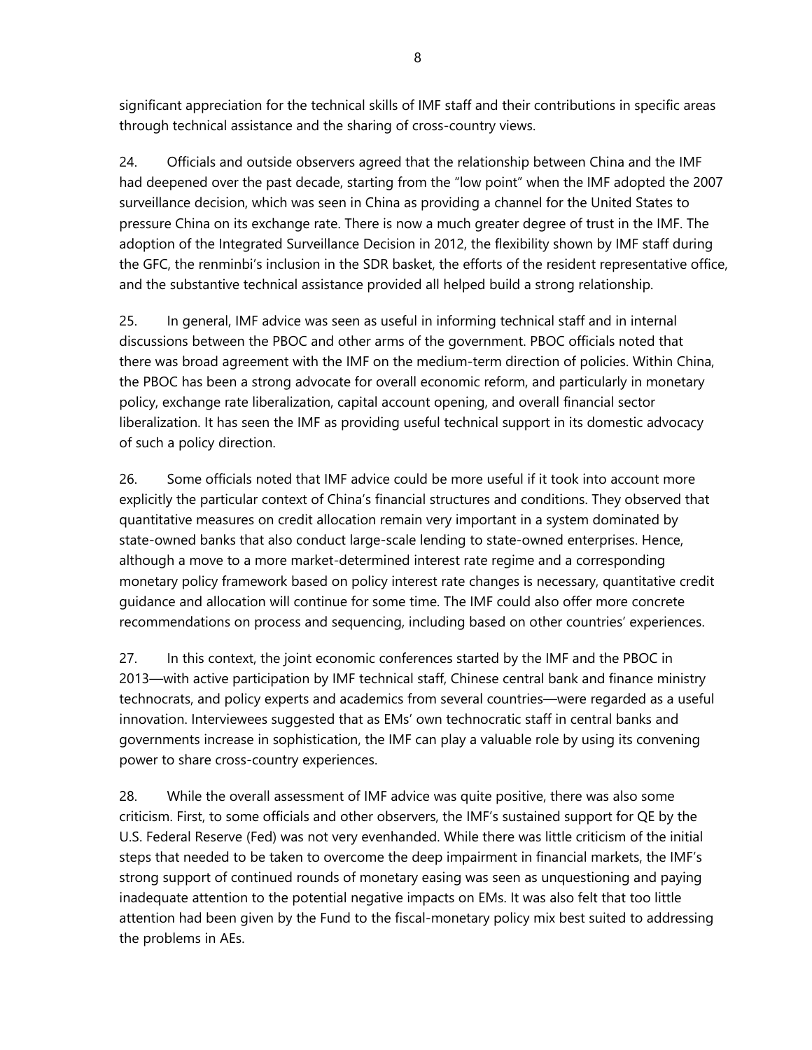significant appreciation for the technical skills of IMF staff and their contributions in specific areas through technical assistance and the sharing of cross-country views.

24. Officials and outside observers agreed that the relationship between China and the IMF had deepened over the past decade, starting from the "low point" when the IMF adopted the 2007 surveillance decision, which was seen in China as providing a channel for the United States to pressure China on its exchange rate. There is now a much greater degree of trust in the IMF. The adoption of the Integrated Surveillance Decision in 2012, the flexibility shown by IMF staff during the GFC, the renminbi's inclusion in the SDR basket, the efforts of the resident representative office, and the substantive technical assistance provided all helped build a strong relationship.

25. In general, IMF advice was seen as useful in informing technical staff and in internal discussions between the PBOC and other arms of the government. PBOC officials noted that there was broad agreement with the IMF on the medium-term direction of policies. Within China, the PBOC has been a strong advocate for overall economic reform, and particularly in monetary policy, exchange rate liberalization, capital account opening, and overall financial sector liberalization. It has seen the IMF as providing useful technical support in its domestic advocacy of such a policy direction.

26. Some officials noted that IMF advice could be more useful if it took into account more explicitly the particular context of China's financial structures and conditions. They observed that quantitative measures on credit allocation remain very important in a system dominated by state-owned banks that also conduct large-scale lending to state-owned enterprises. Hence, although a move to a more market-determined interest rate regime and a corresponding monetary policy framework based on policy interest rate changes is necessary, quantitative credit guidance and allocation will continue for some time. The IMF could also offer more concrete recommendations on process and sequencing, including based on other countries' experiences.

27. In this context, the joint economic conferences started by the IMF and the PBOC in 2013—with active participation by IMF technical staff, Chinese central bank and finance ministry technocrats, and policy experts and academics from several countries—were regarded as a useful innovation. Interviewees suggested that as EMs' own technocratic staff in central banks and governments increase in sophistication, the IMF can play a valuable role by using its convening power to share cross-country experiences.

28. While the overall assessment of IMF advice was quite positive, there was also some criticism. First, to some officials and other observers, the IMF's sustained support for QE by the U.S. Federal Reserve (Fed) was not very evenhanded. While there was little criticism of the initial steps that needed to be taken to overcome the deep impairment in financial markets, the IMF's strong support of continued rounds of monetary easing was seen as unquestioning and paying inadequate attention to the potential negative impacts on EMs. It was also felt that too little attention had been given by the Fund to the fiscal-monetary policy mix best suited to addressing the problems in AEs.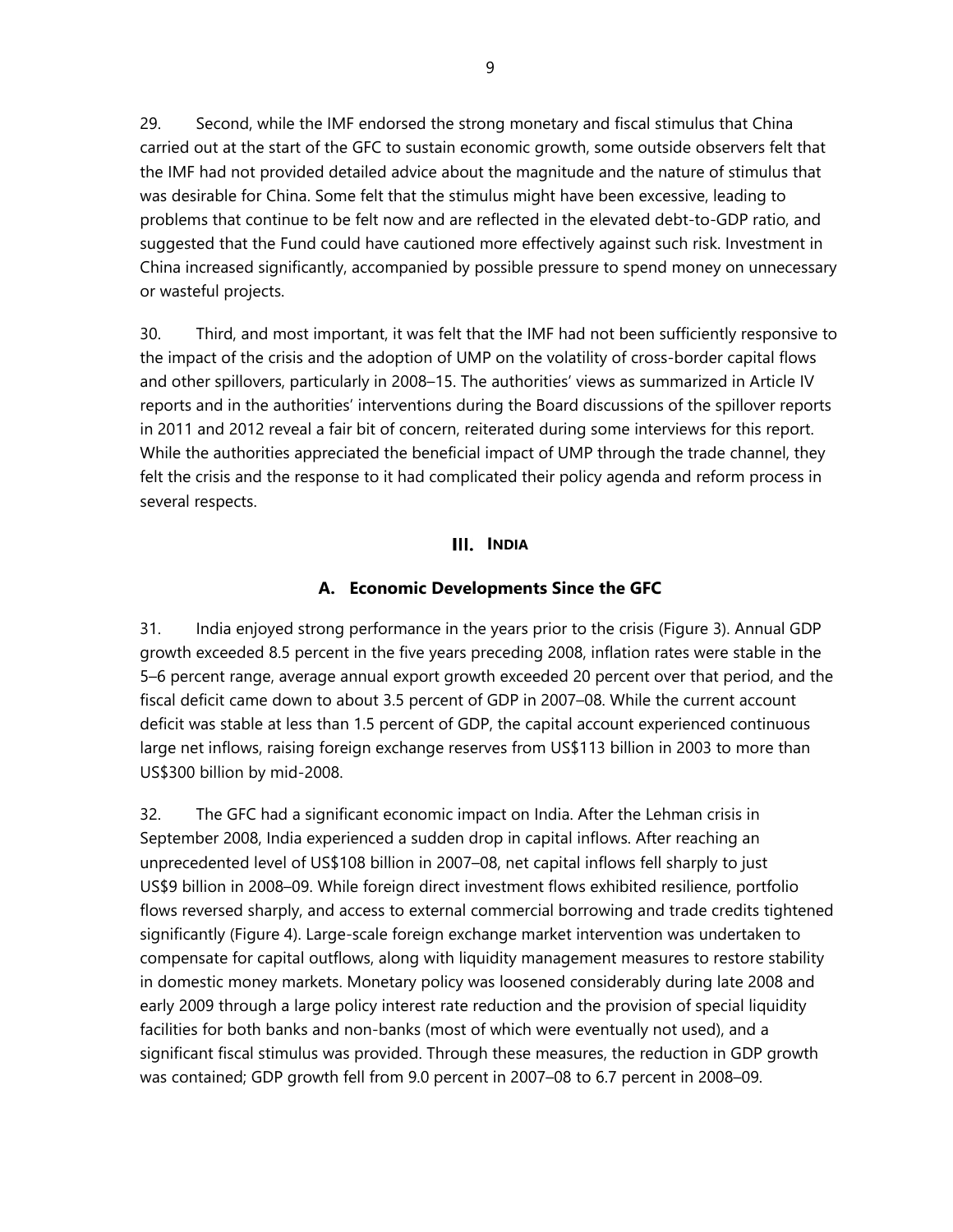29. Second, while the IMF endorsed the strong monetary and fiscal stimulus that China carried out at the start of the GFC to sustain economic growth, some outside observers felt that the IMF had not provided detailed advice about the magnitude and the nature of stimulus that was desirable for China. Some felt that the stimulus might have been excessive, leading to problems that continue to be felt now and are reflected in the elevated debt-to-GDP ratio, and suggested that the Fund could have cautioned more effectively against such risk. Investment in China increased significantly, accompanied by possible pressure to spend money on unnecessary or wasteful projects.

30. Third, and most important, it was felt that the IMF had not been sufficiently responsive to the impact of the crisis and the adoption of UMP on the volatility of cross-border capital flows and other spillovers, particularly in 2008–15. The authorities' views as summarized in Article IV reports and in the authorities' interventions during the Board discussions of the spillover reports in 2011 and 2012 reveal a fair bit of concern, reiterated during some interviews for this report. While the authorities appreciated the beneficial impact of UMP through the trade channel, they felt the crisis and the response to it had complicated their policy agenda and reform process in several respects.

## III. India

### A. Economic Developments Since the GFC

31. India enjoyed strong performance in the years prior to the crisis (Figure 3). Annual GDP growth exceeded 8.5 percent in the five years preceding 2008, inflation rates were stable in the 5–6 percent range, average annual export growth exceeded 20 percent over that period, and the fiscal deficit came down to about 3.5 percent of GDP in 2007–08. While the current account deficit was stable at less than 1.5 percent of GDP, the capital account experienced continuous large net inflows, raising foreign exchange reserves from US$113 billion in 2003 to more than US$300 billion by mid-2008.

32. The GFC had a significant economic impact on India. After the Lehman crisis in September 2008, India experienced a sudden drop in capital inflows. After reaching an unprecedented level of US$108 billion in 2007–08, net capital inflows fell sharply to just US$9 billion in 2008–09. While foreign direct investment flows exhibited resilience, portfolio flows reversed sharply, and access to external commercial borrowing and trade credits tightened significantly (Figure 4). Large-scale foreign exchange market intervention was undertaken to compensate for capital outflows, along with liquidity management measures to restore stability in domestic money markets. Monetary policy was loosened considerably during late 2008 and early 2009 through a large policy interest rate reduction and the provision of special liquidity facilities for both banks and non-banks (most of which were eventually not used), and a significant fiscal stimulus was provided. Through these measures, the reduction in GDP growth was contained; GDP growth fell from 9.0 percent in 2007–08 to 6.7 percent in 2008–09.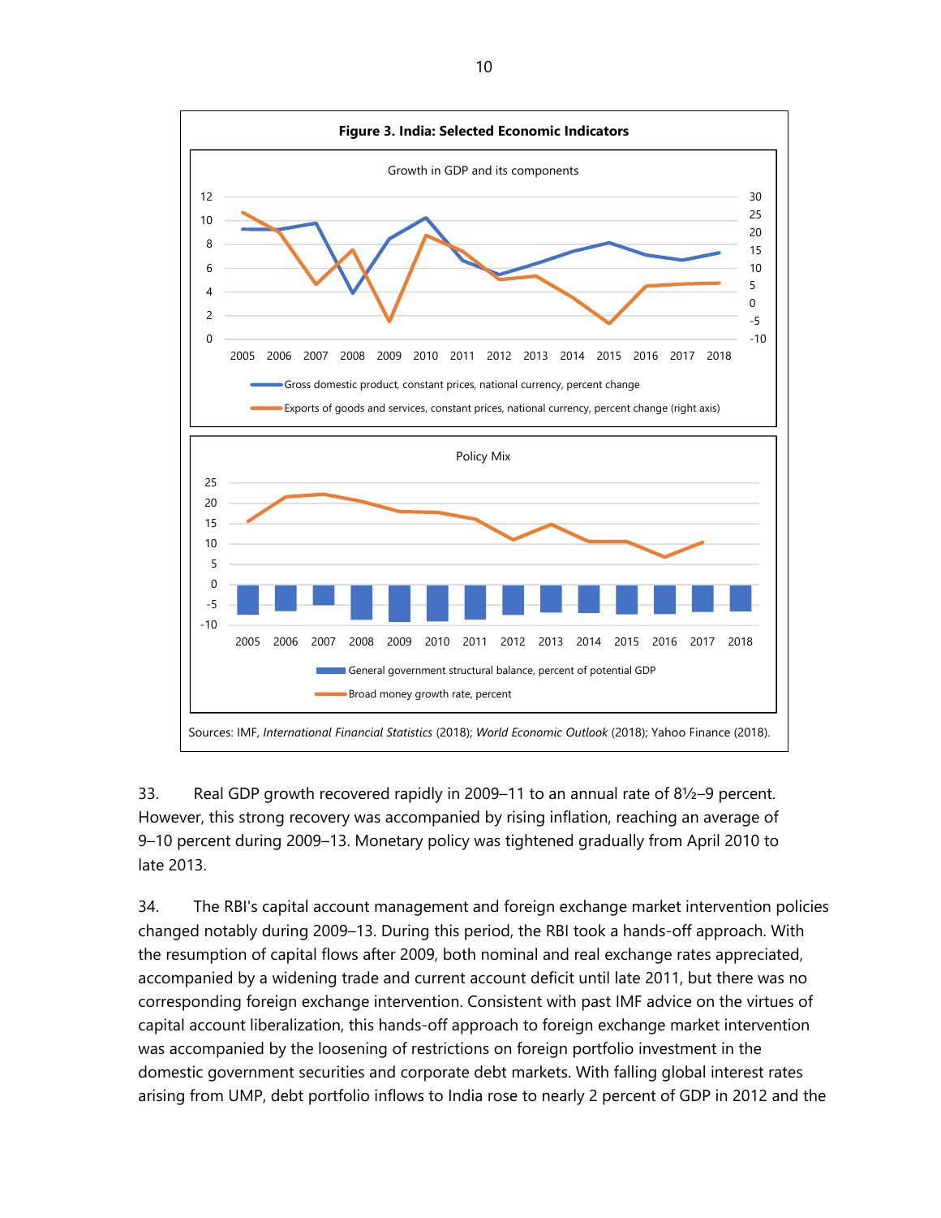**Figure 3. India: Selected Economic Indicators**

Growth in GDP and its components

Gross domestic product, constant prices, national currency, percent change

Exports of goods and services, constant prices, national currency, percent change (right axis)

Policy Mix

General government structural balance, percent of potential GDP

Broad money growth rate, percent

Sources: IMF, *International Financial Statistics* (2018); *World Economic Outlook* (2018); Yahoo Finance (2018).

33. Real GDP growth recovered rapidly in 2009–11 to an annual rate of 8½–9 percent. However, this strong recovery was accompanied by rising inflation, reaching an average of 9–10 percent during 2009–13. Monetary policy was tightened gradually from April 2010 to late 2013.

34. The RBI's capital account management and foreign exchange market intervention policies changed notably during 2009–13. During this period, the RBI took a hands-off approach. With the resumption of capital flows after 2009, both nominal and real exchange rates appreciated, accompanied by a widening trade and current account deficit until late 2011, but there was no corresponding foreign exchange intervention. Consistent with past IMF advice on the virtues of capital account liberalization, this hands-off approach to foreign exchange market intervention was accompanied by the loosening of restrictions on foreign portfolio investment in the domestic government securities and corporate debt markets. With falling global interest rates arising from UMP, debt portfolio inflows to India rose to nearly 2 percent of GDP in 2012 and the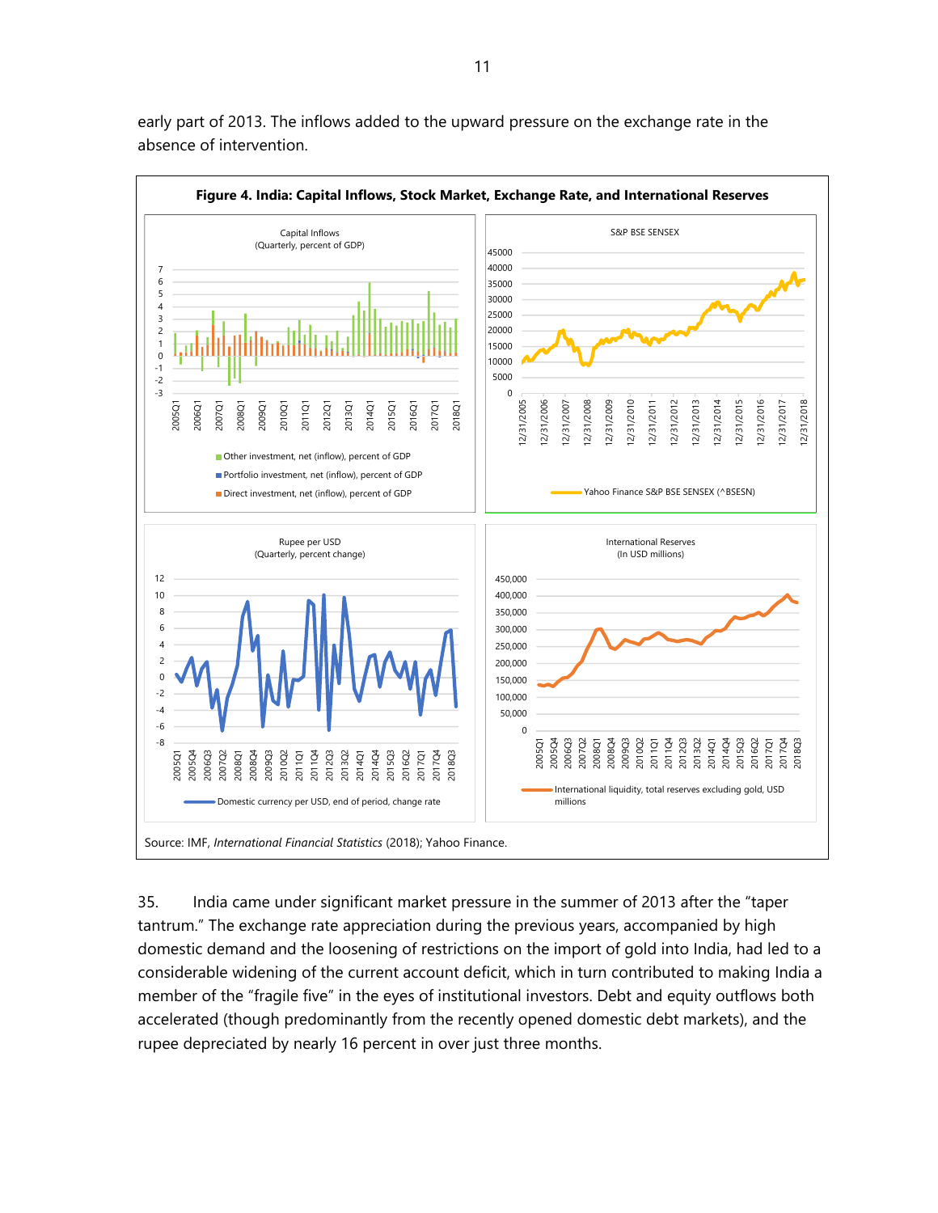early part of 2013. The inflows added to the upward pressure on the exchange rate in the absence of intervention.

**Figure 4. India: Capital Inflows, Stock Market, Exchange Rate, and International Reserves**

Source: IMF, *International Financial Statistics* (2018); Yahoo Finance.

35. India came under significant market pressure in the summer of 2013 after the "taper tantrum." The exchange rate appreciation during the previous years, accompanied by high domestic demand and the loosening of restrictions on the import of gold into India, had led to a considerable widening of the current account deficit, which in turn contributed to making India a member of the "fragile five" in the eyes of institutional investors. Debt and equity outflows both accelerated (though predominantly from the recently opened domestic debt markets), and the rupee depreciated by nearly 16 percent in over just three months.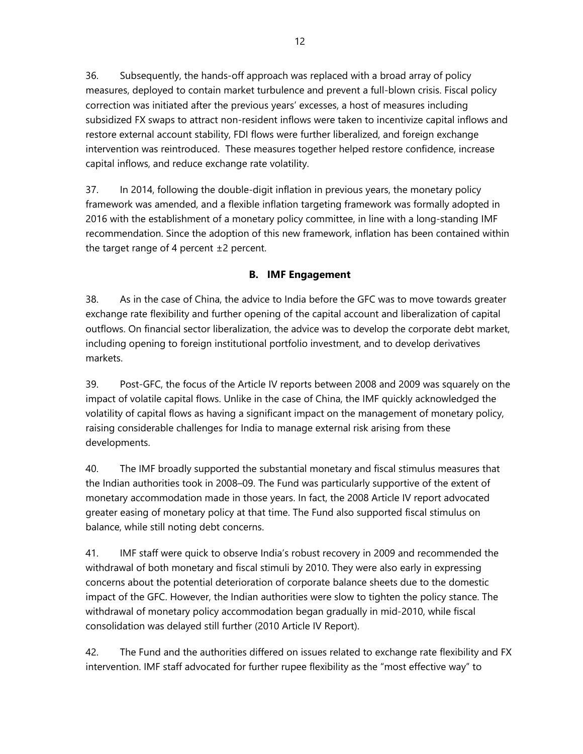36. Subsequently, the hands-off approach was replaced with a broad array of policy measures, deployed to contain market turbulence and prevent a full-blown crisis. Fiscal policy correction was initiated after the previous years' excesses, a host of measures including subsidized FX swaps to attract non-resident inflows were taken to incentivize capital inflows and restore external account stability, FDI flows were further liberalized, and foreign exchange intervention was reintroduced. These measures together helped restore confidence, increase capital inflows, and reduce exchange rate volatility.

37. In 2014, following the double-digit inflation in previous years, the monetary policy framework was amended, and a flexible inflation targeting framework was formally adopted in 2016 with the establishment of a monetary policy committee, in line with a long-standing IMF recommendation. Since the adoption of this new framework, inflation has been contained within the target range of 4 percent ±2 percent.

## B. IMF Engagement

38. As in the case of China, the advice to India before the GFC was to move towards greater exchange rate flexibility and further opening of the capital account and liberalization of capital outflows. On financial sector liberalization, the advice was to develop the corporate debt market, including opening to foreign institutional portfolio investment, and to develop derivatives markets.

39. Post-GFC, the focus of the Article IV reports between 2008 and 2009 was squarely on the impact of volatile capital flows. Unlike in the case of China, the IMF quickly acknowledged the volatility of capital flows as having a significant impact on the management of monetary policy, raising considerable challenges for India to manage external risk arising from these developments.

40. The IMF broadly supported the substantial monetary and fiscal stimulus measures that the Indian authorities took in 2008–09. The Fund was particularly supportive of the extent of monetary accommodation made in those years. In fact, the 2008 Article IV report advocated greater easing of monetary policy at that time. The Fund also supported fiscal stimulus on balance, while still noting debt concerns.

41. IMF staff were quick to observe India's robust recovery in 2009 and recommended the withdrawal of both monetary and fiscal stimuli by 2010. They were also early in expressing concerns about the potential deterioration of corporate balance sheets due to the domestic impact of the GFC. However, the Indian authorities were slow to tighten the policy stance. The withdrawal of monetary policy accommodation began gradually in mid-2010, while fiscal consolidation was delayed still further (2010 Article IV Report).

42. The Fund and the authorities differed on issues related to exchange rate flexibility and FX intervention. IMF staff advocated for further rupee flexibility as the "most effective way" to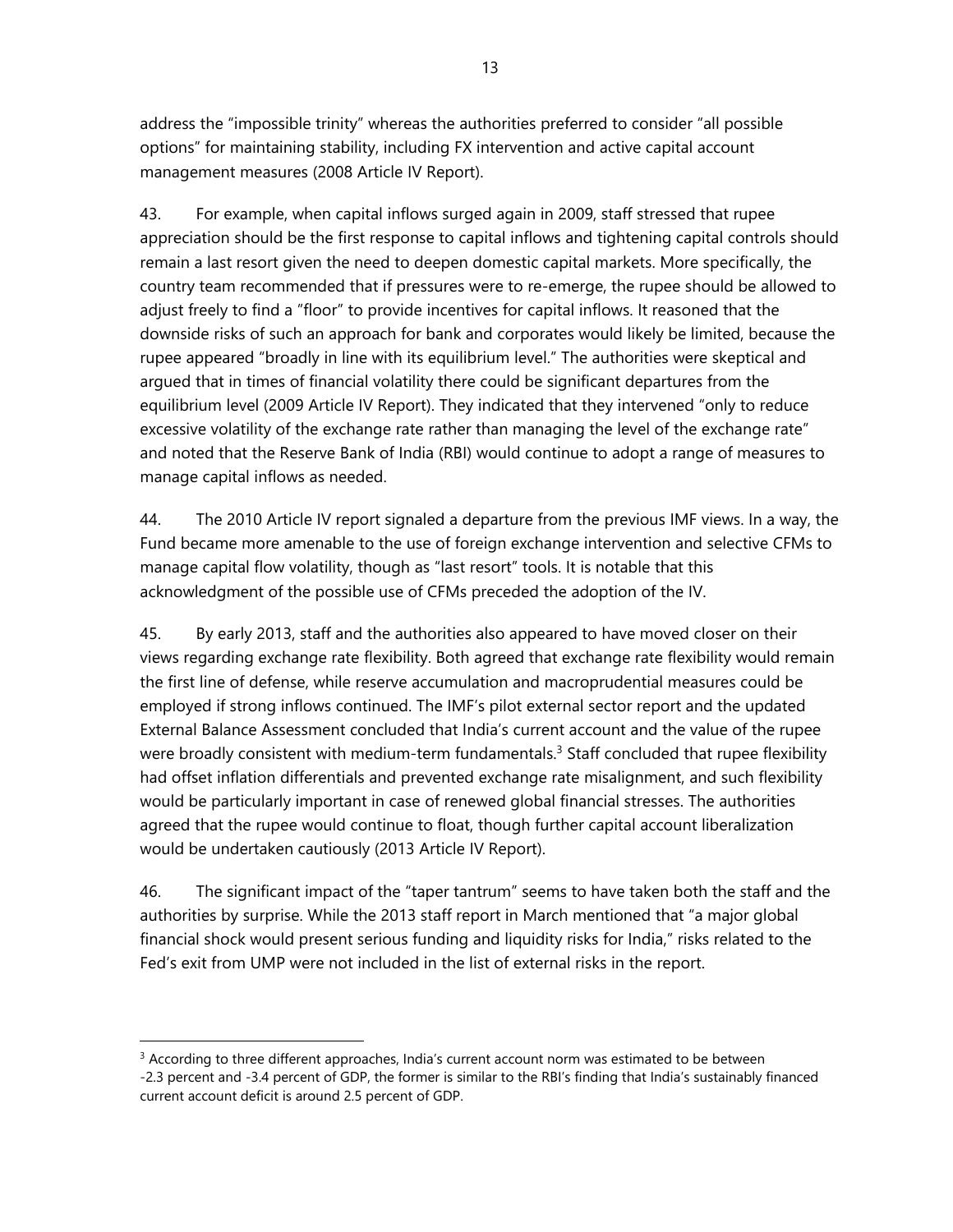address the "impossible trinity" whereas the authorities preferred to consider "all possible options" for maintaining stability, including FX intervention and active capital account management measures (2008 Article IV Report).

43. For example, when capital inflows surged again in 2009, staff stressed that rupee appreciation should be the first response to capital inflows and tightening capital controls should remain a last resort given the need to deepen domestic capital markets. More specifically, the country team recommended that if pressures were to re-emerge, the rupee should be allowed to adjust freely to find a "floor" to provide incentives for capital inflows. It reasoned that the downside risks of such an approach for bank and corporates would likely be limited, because the rupee appeared "broadly in line with its equilibrium level." The authorities were skeptical and argued that in times of financial volatility there could be significant departures from the equilibrium level (2009 Article IV Report). They indicated that they intervened "only to reduce excessive volatility of the exchange rate rather than managing the level of the exchange rate" and noted that the Reserve Bank of India (RBI) would continue to adopt a range of measures to manage capital inflows as needed.

44. The 2010 Article IV report signaled a departure from the previous IMF views. In a way, the Fund became more amenable to the use of foreign exchange intervention and selective CFMs to manage capital flow volatility, though as "last resort" tools. It is notable that this acknowledgment of the possible use of CFMs preceded the adoption of the IV.

45. By early 2013, staff and the authorities also appeared to have moved closer on their views regarding exchange rate flexibility. Both agreed that exchange rate flexibility would remain the first line of defense, while reserve accumulation and macroprudential measures could be employed if strong inflows continued. The IMF's pilot external sector report and the updated External Balance Assessment concluded that India's current account and the value of the rupee were broadly consistent with medium-term fundamentals.[3] Staff concluded that rupee flexibility had offset inflation differentials and prevented exchange rate misalignment, and such flexibility would be particularly important in case of renewed global financial stresses. The authorities agreed that the rupee would continue to float, though further capital account liberalization would be undertaken cautiously (2013 Article IV Report).

46. The significant impact of the "taper tantrum" seems to have taken both the staff and the authorities by surprise. While the 2013 staff report in March mentioned that "a major global financial shock would present serious funding and liquidity risks for India," risks related to the Fed's exit from UMP were not included in the list of external risks in the report.

---

[3] According to three different approaches, India's current account norm was estimated to be between -2.3 percent and -3.4 percent of GDP, the former is similar to the RBI's finding that India's sustainably financed current account deficit is around 2.5 percent of GDP.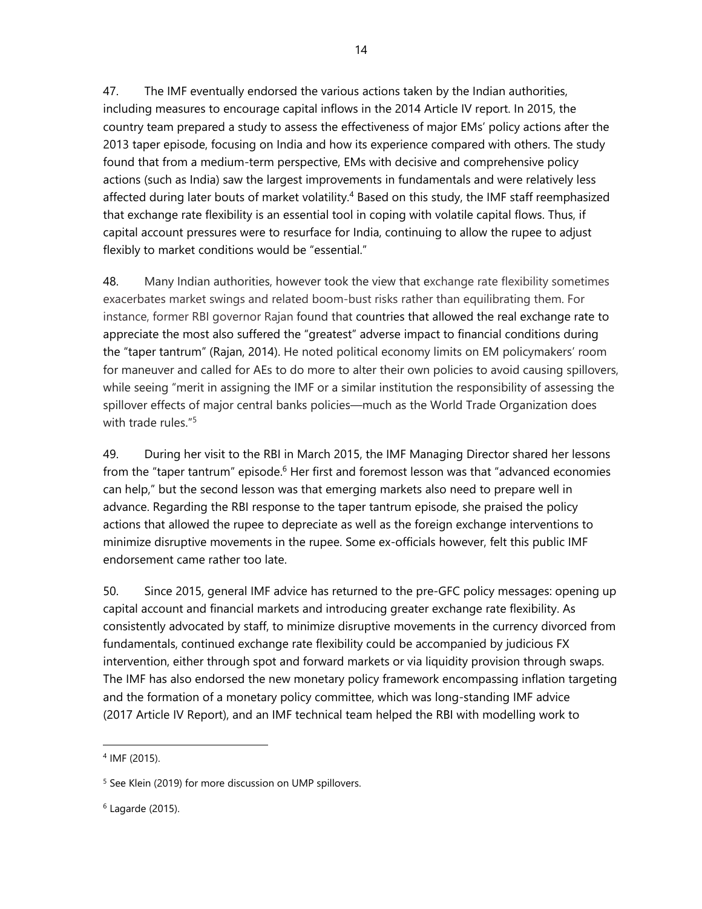47. The IMF eventually endorsed the various actions taken by the Indian authorities, including measures to encourage capital inflows in the 2014 Article IV report. In 2015, the country team prepared a study to assess the effectiveness of major EMs' policy actions after the 2013 taper episode, focusing on India and how its experience compared with others. The study found that from a medium-term perspective, EMs with decisive and comprehensive policy actions (such as India) saw the largest improvements in fundamentals and were relatively less affected during later bouts of market volatility.[4] Based on this study, the IMF staff reemphasized that exchange rate flexibility is an essential tool in coping with volatile capital flows. Thus, if capital account pressures were to resurface for India, continuing to allow the rupee to adjust flexibly to market conditions would be "essential."

48. Many Indian authorities, however took the view that exchange rate flexibility sometimes exacerbates market swings and related boom-bust risks rather than equilibrating them. For instance, former RBI governor Rajan found that countries that allowed the real exchange rate to appreciate the most also suffered the "greatest" adverse impact to financial conditions during the "taper tantrum" (Rajan, 2014). He noted political economy limits on EM policymakers' room for maneuver and called for AEs to do more to alter their own policies to avoid causing spillovers, while seeing "merit in assigning the IMF or a similar institution the responsibility of assessing the spillover effects of major central banks policies—much as the World Trade Organization does with trade rules."[5]

49. During her visit to the RBI in March 2015, the IMF Managing Director shared her lessons from the "taper tantrum" episode.[6] Her first and foremost lesson was that "advanced economies can help," but the second lesson was that emerging markets also need to prepare well in advance. Regarding the RBI response to the taper tantrum episode, she praised the policy actions that allowed the rupee to depreciate as well as the foreign exchange interventions to minimize disruptive movements in the rupee. Some ex-officials however, felt this public IMF endorsement came rather too late.

50. Since 2015, general IMF advice has returned to the pre-GFC policy messages: opening up capital account and financial markets and introducing greater exchange rate flexibility. As consistently advocated by staff, to minimize disruptive movements in the currency divorced from fundamentals, continued exchange rate flexibility could be accompanied by judicious FX intervention, either through spot and forward markets or via liquidity provision through swaps. The IMF has also endorsed the new monetary policy framework encompassing inflation targeting and the formation of a monetary policy committee, which was long-standing IMF advice (2017 Article IV Report), and an IMF technical team helped the RBI with modelling work to

---

[4] IMF (2015).

[5] See Klein (2019) for more discussion on UMP spillovers.

[6] Lagarde (2015).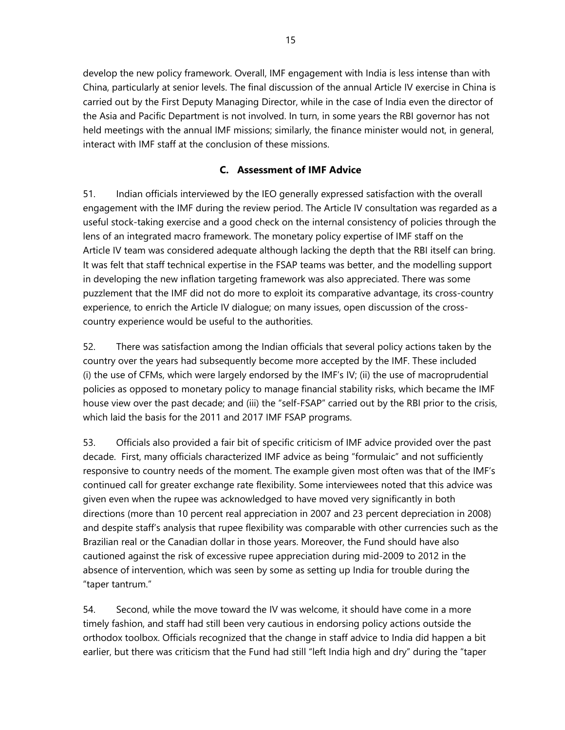develop the new policy framework. Overall, IMF engagement with India is less intense than with China, particularly at senior levels. The final discussion of the annual Article IV exercise in China is carried out by the First Deputy Managing Director, while in the case of India even the director of the Asia and Pacific Department is not involved. In turn, in some years the RBI governor has not held meetings with the annual IMF missions; similarly, the finance minister would not, in general, interact with IMF staff at the conclusion of these missions.

## C. Assessment of IMF Advice

51. Indian officials interviewed by the IEO generally expressed satisfaction with the overall engagement with the IMF during the review period. The Article IV consultation was regarded as a useful stock-taking exercise and a good check on the internal consistency of policies through the lens of an integrated macro framework. The monetary policy expertise of IMF staff on the Article IV team was considered adequate although lacking the depth that the RBI itself can bring. It was felt that staff technical expertise in the FSAP teams was better, and the modelling support in developing the new inflation targeting framework was also appreciated. There was some puzzlement that the IMF did not do more to exploit its comparative advantage, its cross-country experience, to enrich the Article IV dialogue; on many issues, open discussion of the cross-country experience would be useful to the authorities.

52. There was satisfaction among the Indian officials that several policy actions taken by the country over the years had subsequently become more accepted by the IMF. These included (i) the use of CFMs, which were largely endorsed by the IMF's IV; (ii) the use of macroprudential policies as opposed to monetary policy to manage financial stability risks, which became the IMF house view over the past decade; and (iii) the "self-FSAP" carried out by the RBI prior to the crisis, which laid the basis for the 2011 and 2017 IMF FSAP programs.

53. Officials also provided a fair bit of specific criticism of IMF advice provided over the past decade. First, many officials characterized IMF advice as being "formulaic" and not sufficiently responsive to country needs of the moment. The example given most often was that of the IMF's continued call for greater exchange rate flexibility. Some interviewees noted that this advice was given even when the rupee was acknowledged to have moved very significantly in both directions (more than 10 percent real appreciation in 2007 and 23 percent depreciation in 2008) and despite staff's analysis that rupee flexibility was comparable with other currencies such as the Brazilian real or the Canadian dollar in those years. Moreover, the Fund should have also cautioned against the risk of excessive rupee appreciation during mid-2009 to 2012 in the absence of intervention, which was seen by some as setting up India for trouble during the "taper tantrum."

54. Second, while the move toward the IV was welcome, it should have come in a more timely fashion, and staff had still been very cautious in endorsing policy actions outside the orthodox toolbox. Officials recognized that the change in staff advice to India did happen a bit earlier, but there was criticism that the Fund had still "left India high and dry" during the "taper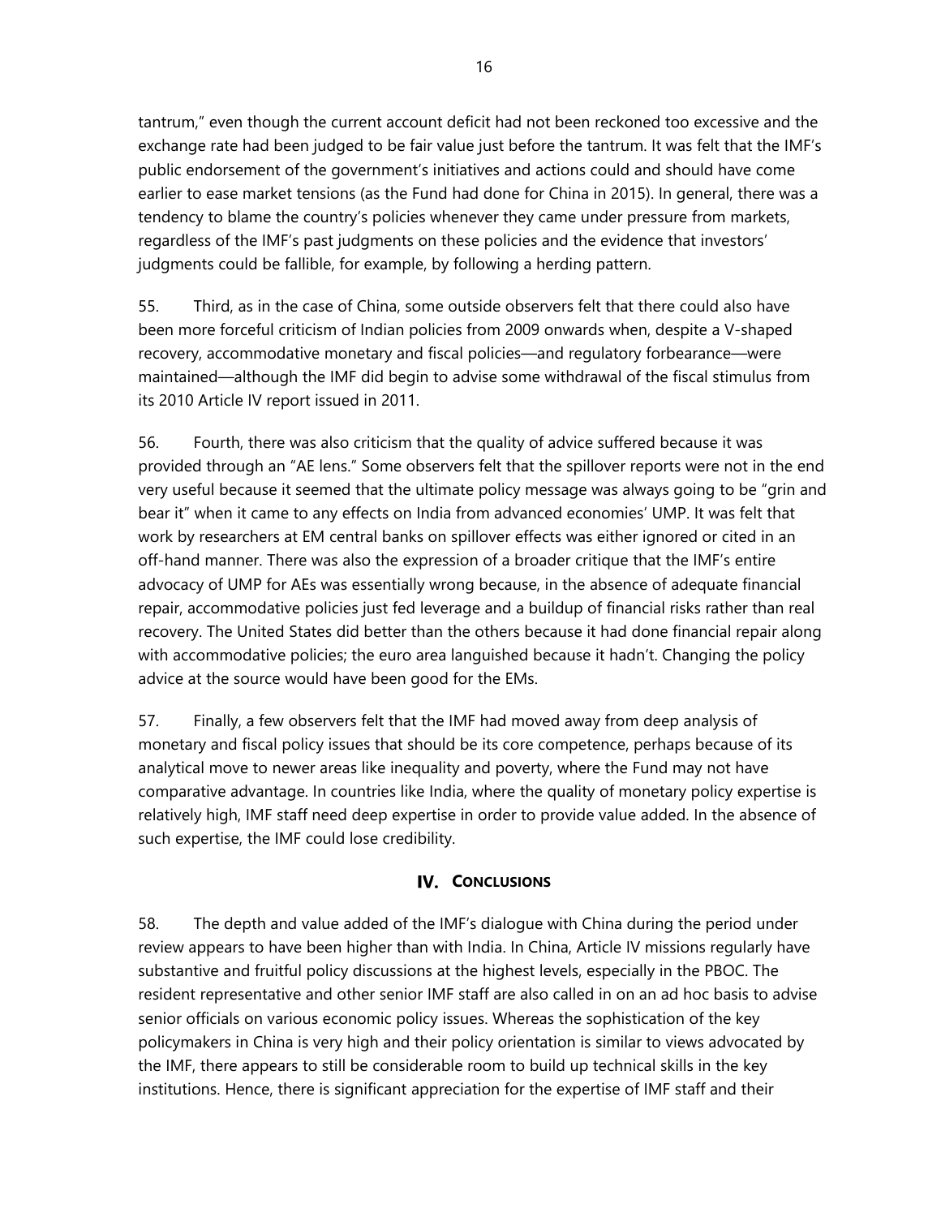tantrum," even though the current account deficit had not been reckoned too excessive and the exchange rate had been judged to be fair value just before the tantrum. It was felt that the IMF's public endorsement of the government's initiatives and actions could and should have come earlier to ease market tensions (as the Fund had done for China in 2015). In general, there was a tendency to blame the country's policies whenever they came under pressure from markets, regardless of the IMF's past judgments on these policies and the evidence that investors' judgments could be fallible, for example, by following a herding pattern.

55. Third, as in the case of China, some outside observers felt that there could also have been more forceful criticism of Indian policies from 2009 onwards when, despite a V-shaped recovery, accommodative monetary and fiscal policies—and regulatory forbearance—were maintained—although the IMF did begin to advise some withdrawal of the fiscal stimulus from its 2010 Article IV report issued in 2011.

56. Fourth, there was also criticism that the quality of advice suffered because it was provided through an "AE lens." Some observers felt that the spillover reports were not in the end very useful because it seemed that the ultimate policy message was always going to be "grin and bear it" when it came to any effects on India from advanced economies' UMP. It was felt that work by researchers at EM central banks on spillover effects was either ignored or cited in an off-hand manner. There was also the expression of a broader critique that the IMF's entire advocacy of UMP for AEs was essentially wrong because, in the absence of adequate financial repair, accommodative policies just fed leverage and a buildup of financial risks rather than real recovery. The United States did better than the others because it had done financial repair along with accommodative policies; the euro area languished because it hadn't. Changing the policy advice at the source would have been good for the EMs.

57. Finally, a few observers felt that the IMF had moved away from deep analysis of monetary and fiscal policy issues that should be its core competence, perhaps because of its analytical move to newer areas like inequality and poverty, where the Fund may not have comparative advantage. In countries like India, where the quality of monetary policy expertise is relatively high, IMF staff need deep expertise in order to provide value added. In the absence of such expertise, the IMF could lose credibility.

## IV. CONCLUSIONS

58. The depth and value added of the IMF's dialogue with China during the period under review appears to have been higher than with India. In China, Article IV missions regularly have substantive and fruitful policy discussions at the highest levels, especially in the PBOC. The resident representative and other senior IMF staff are also called in on an ad hoc basis to advise senior officials on various economic policy issues. Whereas the sophistication of the key policymakers in China is very high and their policy orientation is similar to views advocated by the IMF, there appears to still be considerable room to build up technical skills in the key institutions. Hence, there is significant appreciation for the expertise of IMF staff and their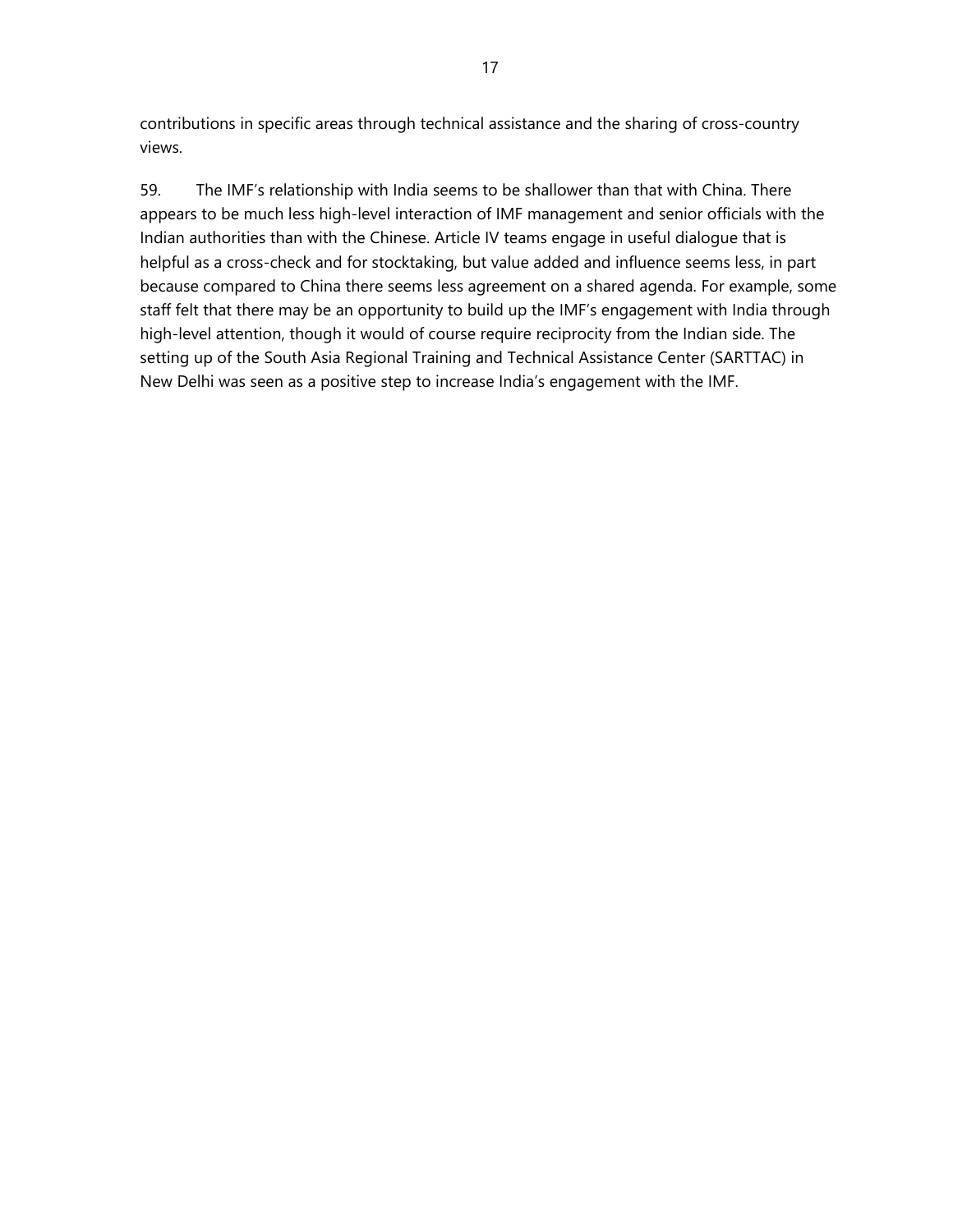contributions in specific areas through technical assistance and the sharing of cross-country views.

59. The IMF's relationship with India seems to be shallower than that with China. There appears to be much less high-level interaction of IMF management and senior officials with the Indian authorities than with the Chinese. Article IV teams engage in useful dialogue that is helpful as a cross-check and for stocktaking, but value added and influence seems less, in part because compared to China there seems less agreement on a shared agenda. For example, some staff felt that there may be an opportunity to build up the IMF's engagement with India through high-level attention, though it would of course require reciprocity from the Indian side. The setting up of the South Asia Regional Training and Technical Assistance Center (SARTTAC) in New Delhi was seen as a positive step to increase India's engagement with the IMF.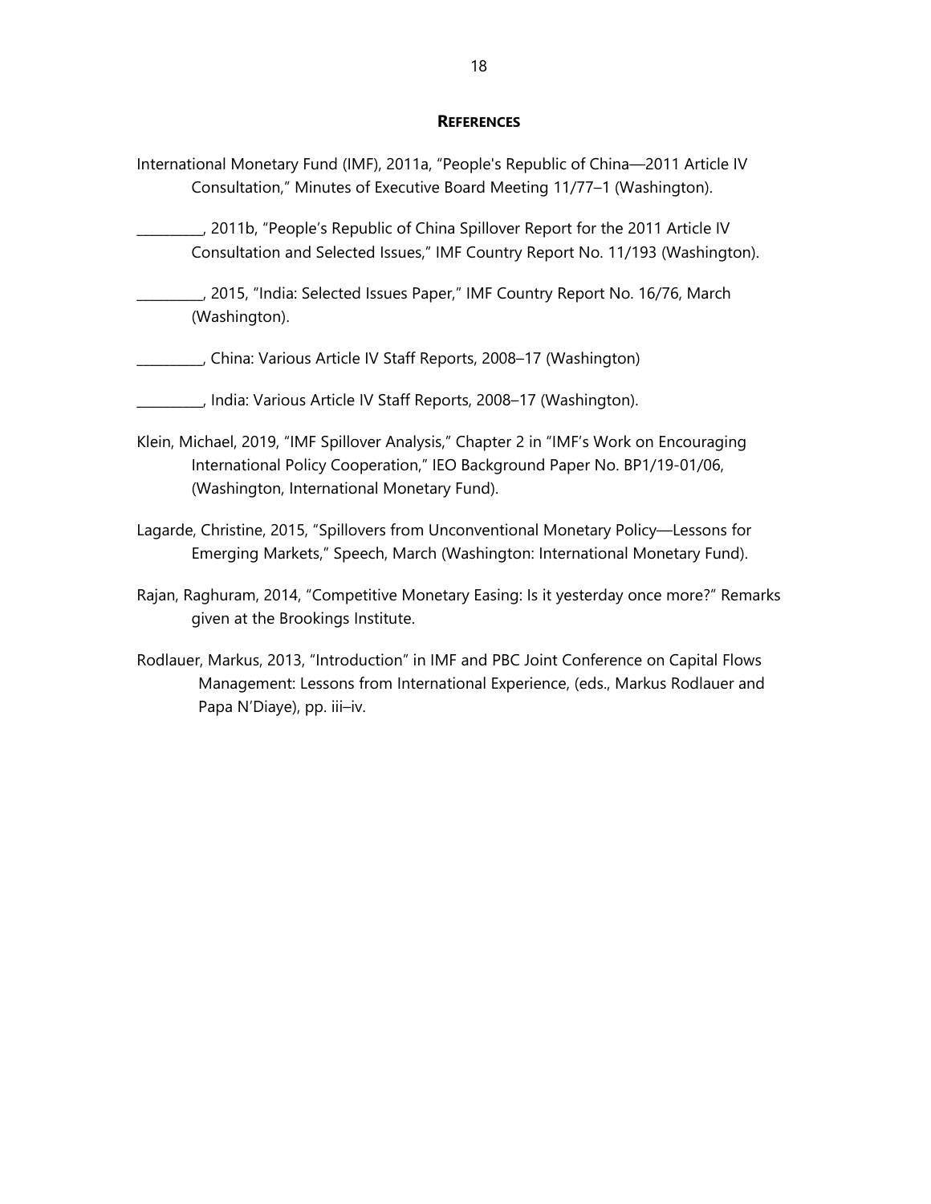## REFERENCES

International Monetary Fund (IMF), 2011a, "People's Republic of China—2011 Article IV Consultation," Minutes of Executive Board Meeting 11/77–1 (Washington).

__________, 2011b, "People's Republic of China Spillover Report for the 2011 Article IV Consultation and Selected Issues," IMF Country Report No. 11/193 (Washington).

__________, 2015, "India: Selected Issues Paper," IMF Country Report No. 16/76, March (Washington).

__________, China: Various Article IV Staff Reports, 2008–17 (Washington)

__________, India: Various Article IV Staff Reports, 2008–17 (Washington).

Klein, Michael, 2019, "IMF Spillover Analysis," Chapter 2 in "IMF's Work on Encouraging International Policy Cooperation," IEO Background Paper No. BP1/19-01/06, (Washington, International Monetary Fund).

Lagarde, Christine, 2015, "Spillovers from Unconventional Monetary Policy—Lessons for Emerging Markets," Speech, March (Washington: International Monetary Fund).

Rajan, Raghuram, 2014, "Competitive Monetary Easing: Is it yesterday once more?" Remarks given at the Brookings Institute.

Rodlauer, Markus, 2013, "Introduction" in IMF and PBC Joint Conference on Capital Flows Management: Lessons from International Experience, (eds., Markus Rodlauer and Papa N'Diaye), pp. iii–iv.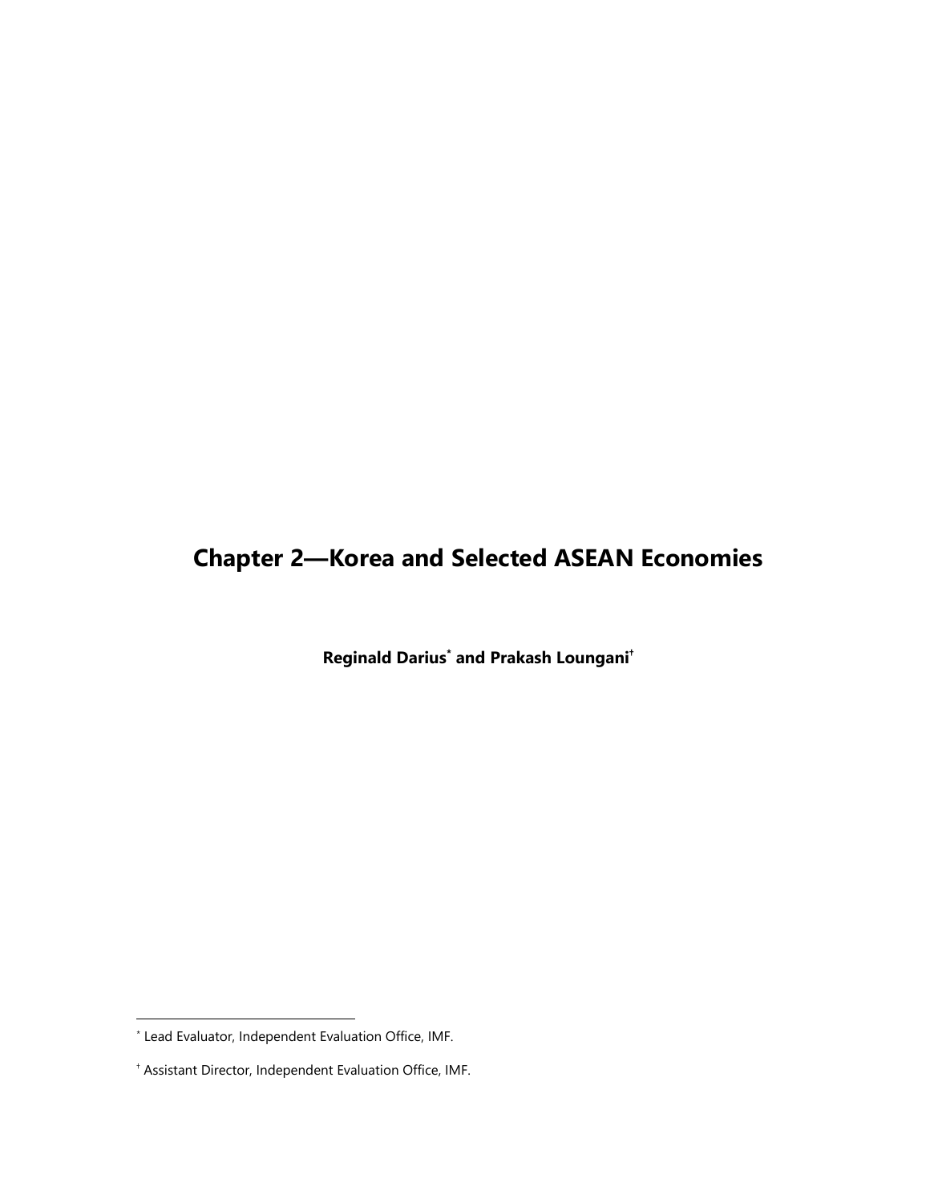# Chapter 2—Korea and Selected ASEAN Economies

**Reginald Darius[*] and Prakash Loungani[†]**

[*] Lead Evaluator, Independent Evaluation Office, IMF.

[†] Assistant Director, Independent Evaluation Office, IMF.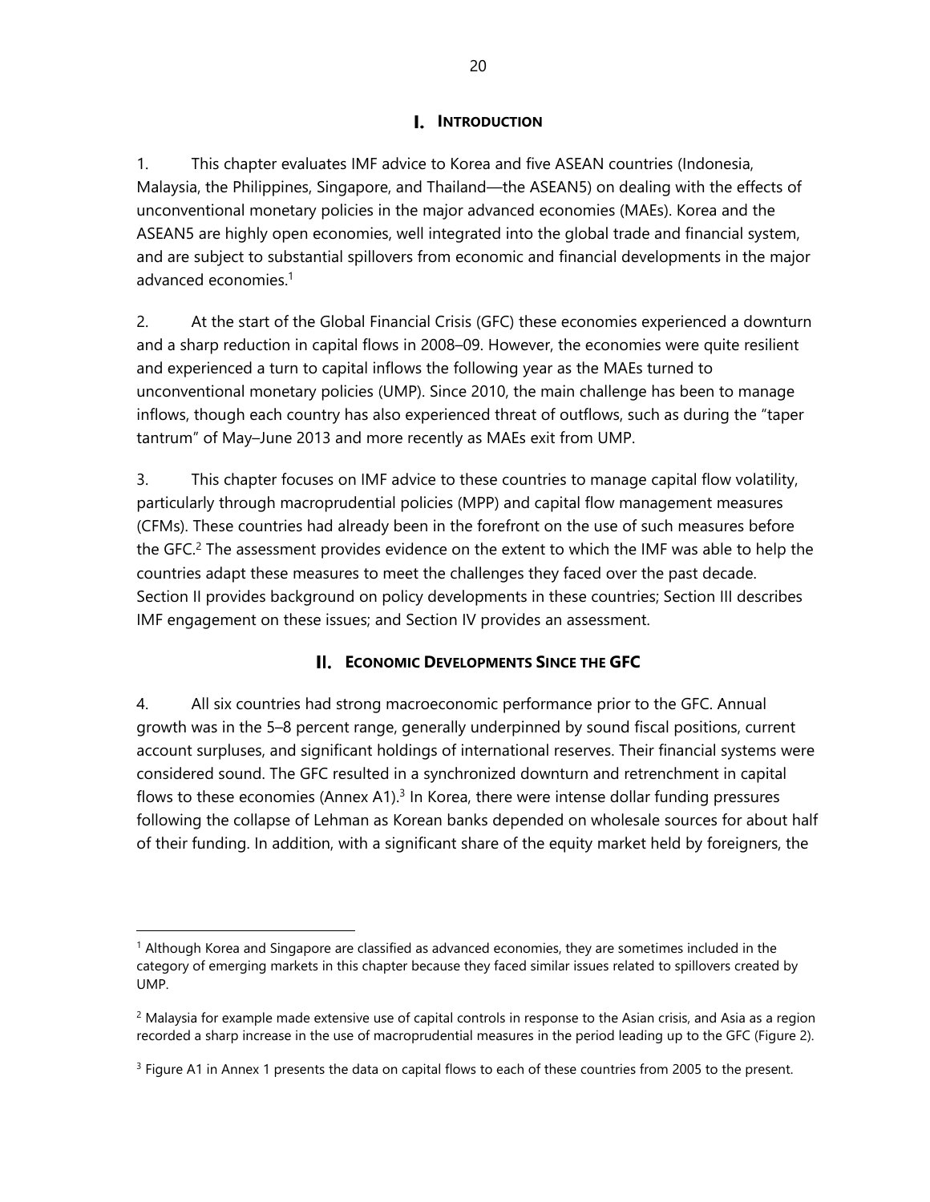## I. Introduction

1. This chapter evaluates IMF advice to Korea and five ASEAN countries (Indonesia, Malaysia, the Philippines, Singapore, and Thailand—the ASEAN5) on dealing with the effects of unconventional monetary policies in the major advanced economies (MAEs). Korea and the ASEAN5 are highly open economies, well integrated into the global trade and financial system, and are subject to substantial spillovers from economic and financial developments in the major advanced economies.[1]

2. At the start of the Global Financial Crisis (GFC) these economies experienced a downturn and a sharp reduction in capital flows in 2008–09. However, the economies were quite resilient and experienced a turn to capital inflows the following year as the MAEs turned to unconventional monetary policies (UMP). Since 2010, the main challenge has been to manage inflows, though each country has also experienced threat of outflows, such as during the "taper tantrum" of May–June 2013 and more recently as MAEs exit from UMP.

3. This chapter focuses on IMF advice to these countries to manage capital flow volatility, particularly through macroprudential policies (MPP) and capital flow management measures (CFMs). These countries had already been in the forefront on the use of such measures before the GFC.[2] The assessment provides evidence on the extent to which the IMF was able to help the countries adapt these measures to meet the challenges they faced over the past decade. Section II provides background on policy developments in these countries; Section III describes IMF engagement on these issues; and Section IV provides an assessment.

## II. Economic Developments Since the GFC

4. All six countries had strong macroeconomic performance prior to the GFC. Annual growth was in the 5–8 percent range, generally underpinned by sound fiscal positions, current account surpluses, and significant holdings of international reserves. Their financial systems were considered sound. The GFC resulted in a synchronized downturn and retrenchment in capital flows to these economies (Annex A1).[3] In Korea, there were intense dollar funding pressures following the collapse of Lehman as Korean banks depended on wholesale sources for about half of their funding. In addition, with a significant share of the equity market held by foreigners, the

---

[1] Although Korea and Singapore are classified as advanced economies, they are sometimes included in the category of emerging markets in this chapter because they faced similar issues related to spillovers created by UMP.

[2] Malaysia for example made extensive use of capital controls in response to the Asian crisis, and Asia as a region recorded a sharp increase in the use of macroprudential measures in the period leading up to the GFC (Figure 2).

[3] Figure A1 in Annex 1 presents the data on capital flows to each of these countries from 2005 to the present.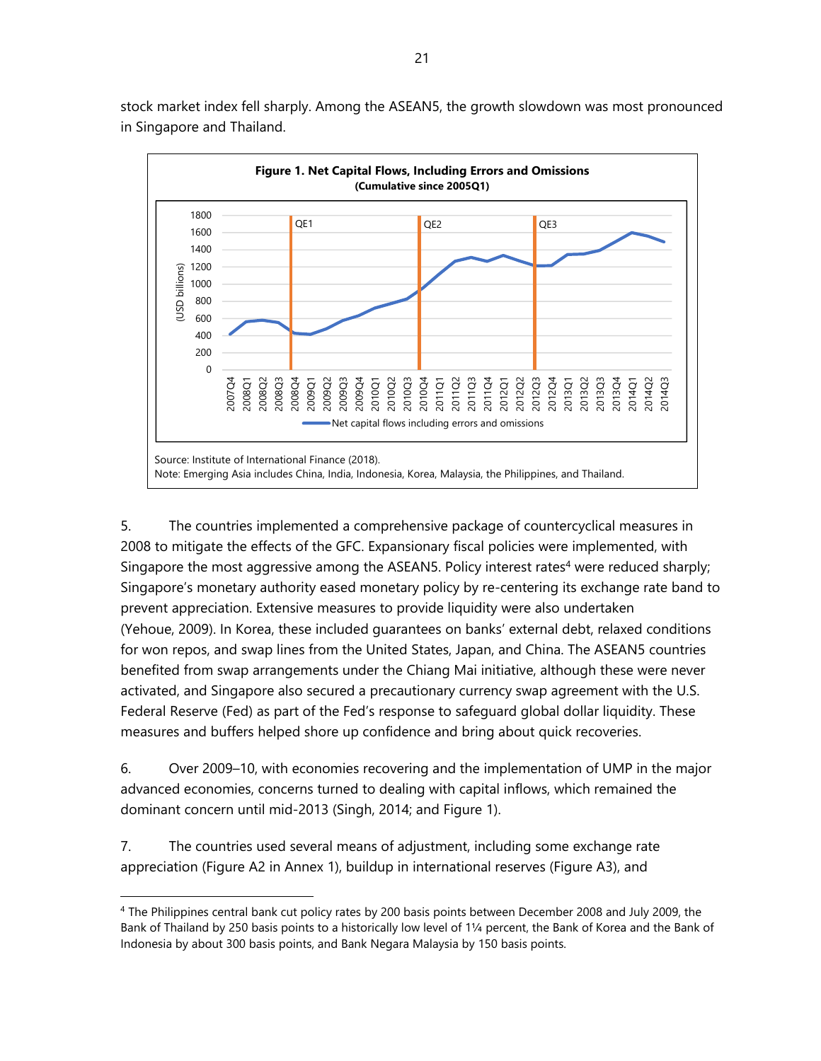stock market index fell sharply. Among the ASEAN5, the growth slowdown was most pronounced in Singapore and Thailand.

**Figure 1. Net Capital Flows, Including Errors and Omissions**
**(Cumulative since 2005Q1)**

Source: Institute of International Finance (2018).
Note: Emerging Asia includes China, India, Indonesia, Korea, Malaysia, the Philippines, and Thailand.

5. The countries implemented a comprehensive package of countercyclical measures in 2008 to mitigate the effects of the GFC. Expansionary fiscal policies were implemented, with Singapore the most aggressive among the ASEAN5. Policy interest rates[4] were reduced sharply; Singapore's monetary authority eased monetary policy by re-centering its exchange rate band to prevent appreciation. Extensive measures to provide liquidity were also undertaken (Yehoue, 2009). In Korea, these included guarantees on banks' external debt, relaxed conditions for won repos, and swap lines from the United States, Japan, and China. The ASEAN5 countries benefited from swap arrangements under the Chiang Mai initiative, although these were never activated, and Singapore also secured a precautionary currency swap agreement with the U.S. Federal Reserve (Fed) as part of the Fed's response to safeguard global dollar liquidity. These measures and buffers helped shore up confidence and bring about quick recoveries.

6. Over 2009–10, with economies recovering and the implementation of UMP in the major advanced economies, concerns turned to dealing with capital inflows, which remained the dominant concern until mid-2013 (Singh, 2014; and Figure 1).

7. The countries used several means of adjustment, including some exchange rate appreciation (Figure A2 in Annex 1), buildup in international reserves (Figure A3), and

---

[4] The Philippines central bank cut policy rates by 200 basis points between December 2008 and July 2009, the Bank of Thailand by 250 basis points to a historically low level of 1¼ percent, the Bank of Korea and the Bank of Indonesia by about 300 basis points, and Bank Negara Malaysia by 150 basis points.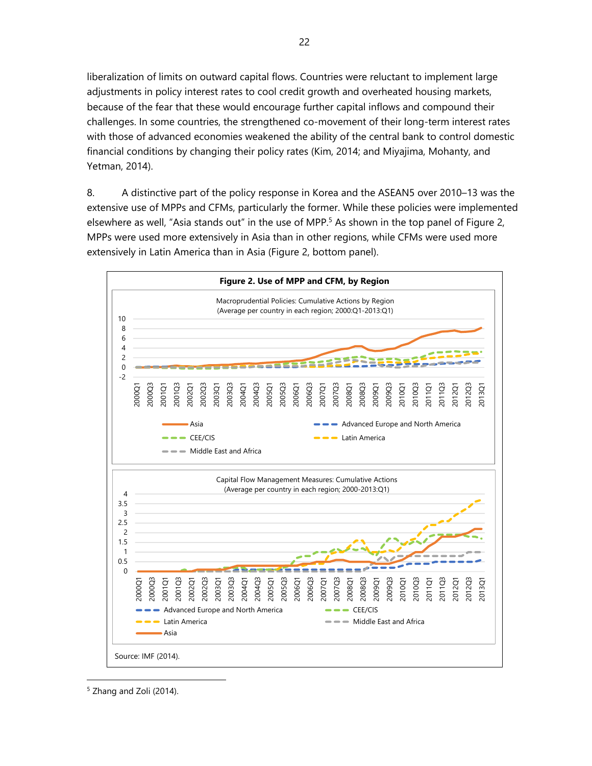liberalization of limits on outward capital flows. Countries were reluctant to implement large adjustments in policy interest rates to cool credit growth and overheated housing markets, because of the fear that these would encourage further capital inflows and compound their challenges. In some countries, the strengthened co-movement of their long-term interest rates with those of advanced economies weakened the ability of the central bank to control domestic financial conditions by changing their policy rates (Kim, 2014; and Miyajima, Mohanty, and Yetman, 2014).

8. A distinctive part of the policy response in Korea and the ASEAN5 over 2010–13 was the extensive use of MPPs and CFMs, particularly the former. While these policies were implemented elsewhere as well, "Asia stands out" in the use of MPP.[5] As shown in the top panel of Figure 2, MPPs were used more extensively in Asia than in other regions, while CFMs were used more extensively in Latin America than in Asia (Figure 2, bottom panel).

**Figure 2. Use of MPP and CFM, by Region**

Macroprudential Policies: Cumulative Actions by Region (Average per country in each region; 2000:Q1-2013:Q1)

Capital Flow Management Measures: Cumulative Actions (Average per country in each region; 2000-2013:Q1)

Source: IMF (2014).

---

[5] Zhang and Zoli (2014).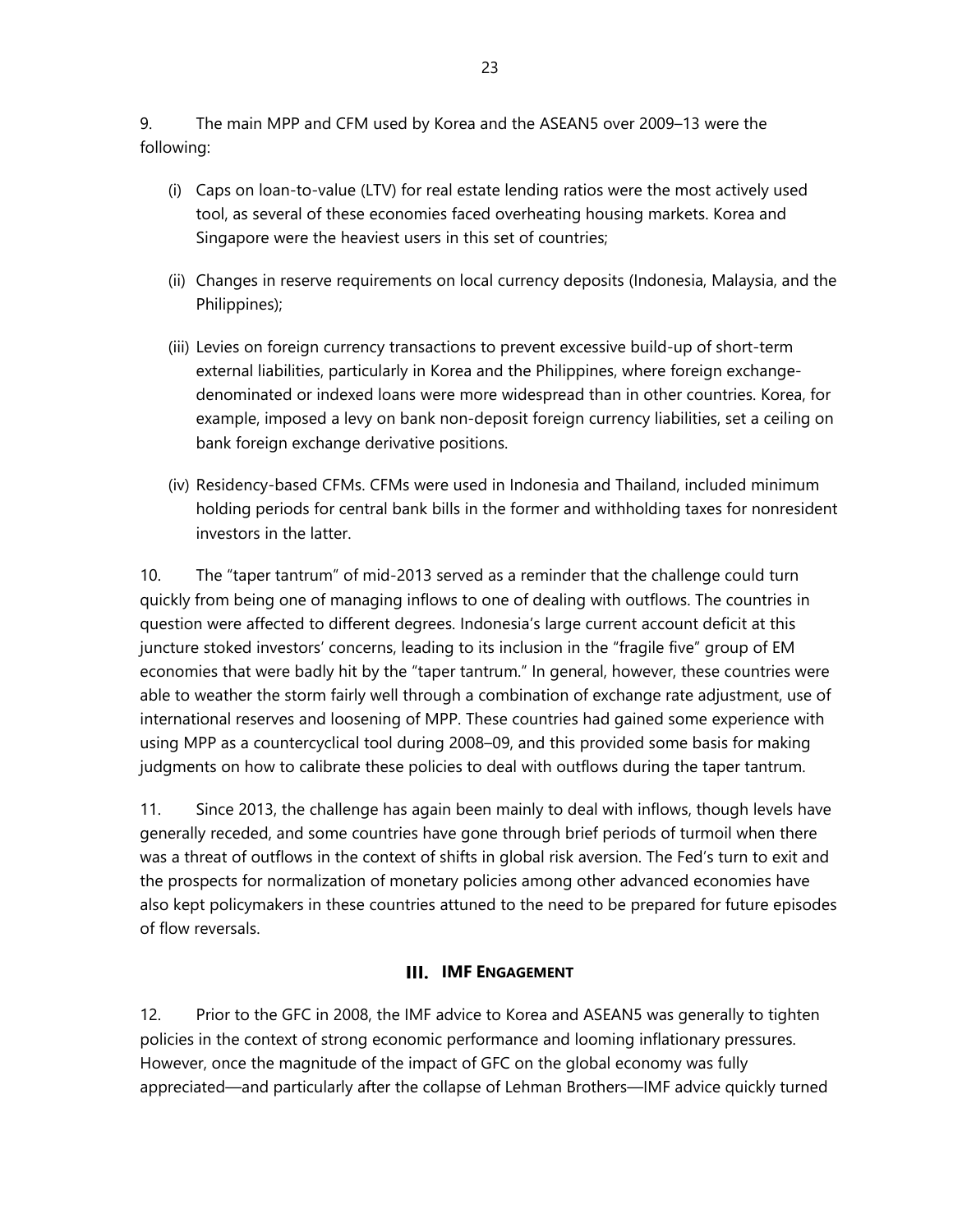9. The main MPP and CFM used by Korea and the ASEAN5 over 2009–13 were the following:

(i) Caps on loan-to-value (LTV) for real estate lending ratios were the most actively used tool, as several of these economies faced overheating housing markets. Korea and Singapore were the heaviest users in this set of countries;

(ii) Changes in reserve requirements on local currency deposits (Indonesia, Malaysia, and the Philippines);

(iii) Levies on foreign currency transactions to prevent excessive build-up of short-term external liabilities, particularly in Korea and the Philippines, where foreign exchange-denominated or indexed loans were more widespread than in other countries. Korea, for example, imposed a levy on bank non-deposit foreign currency liabilities, set a ceiling on bank foreign exchange derivative positions.

(iv) Residency-based CFMs. CFMs were used in Indonesia and Thailand, included minimum holding periods for central bank bills in the former and withholding taxes for nonresident investors in the latter.

10. The "taper tantrum" of mid-2013 served as a reminder that the challenge could turn quickly from being one of managing inflows to one of dealing with outflows. The countries in question were affected to different degrees. Indonesia's large current account deficit at this juncture stoked investors' concerns, leading to its inclusion in the "fragile five" group of EM economies that were badly hit by the "taper tantrum." In general, however, these countries were able to weather the storm fairly well through a combination of exchange rate adjustment, use of international reserves and loosening of MPP. These countries had gained some experience with using MPP as a countercyclical tool during 2008–09, and this provided some basis for making judgments on how to calibrate these policies to deal with outflows during the taper tantrum.

11. Since 2013, the challenge has again been mainly to deal with inflows, though levels have generally receded, and some countries have gone through brief periods of turmoil when there was a threat of outflows in the context of shifts in global risk aversion. The Fed's turn to exit and the prospects for normalization of monetary policies among other advanced economies have also kept policymakers in these countries attuned to the need to be prepared for future episodes of flow reversals.

## III. IMF ENGAGEMENT

12. Prior to the GFC in 2008, the IMF advice to Korea and ASEAN5 was generally to tighten policies in the context of strong economic performance and looming inflationary pressures. However, once the magnitude of the impact of GFC on the global economy was fully appreciated—and particularly after the collapse of Lehman Brothers—IMF advice quickly turned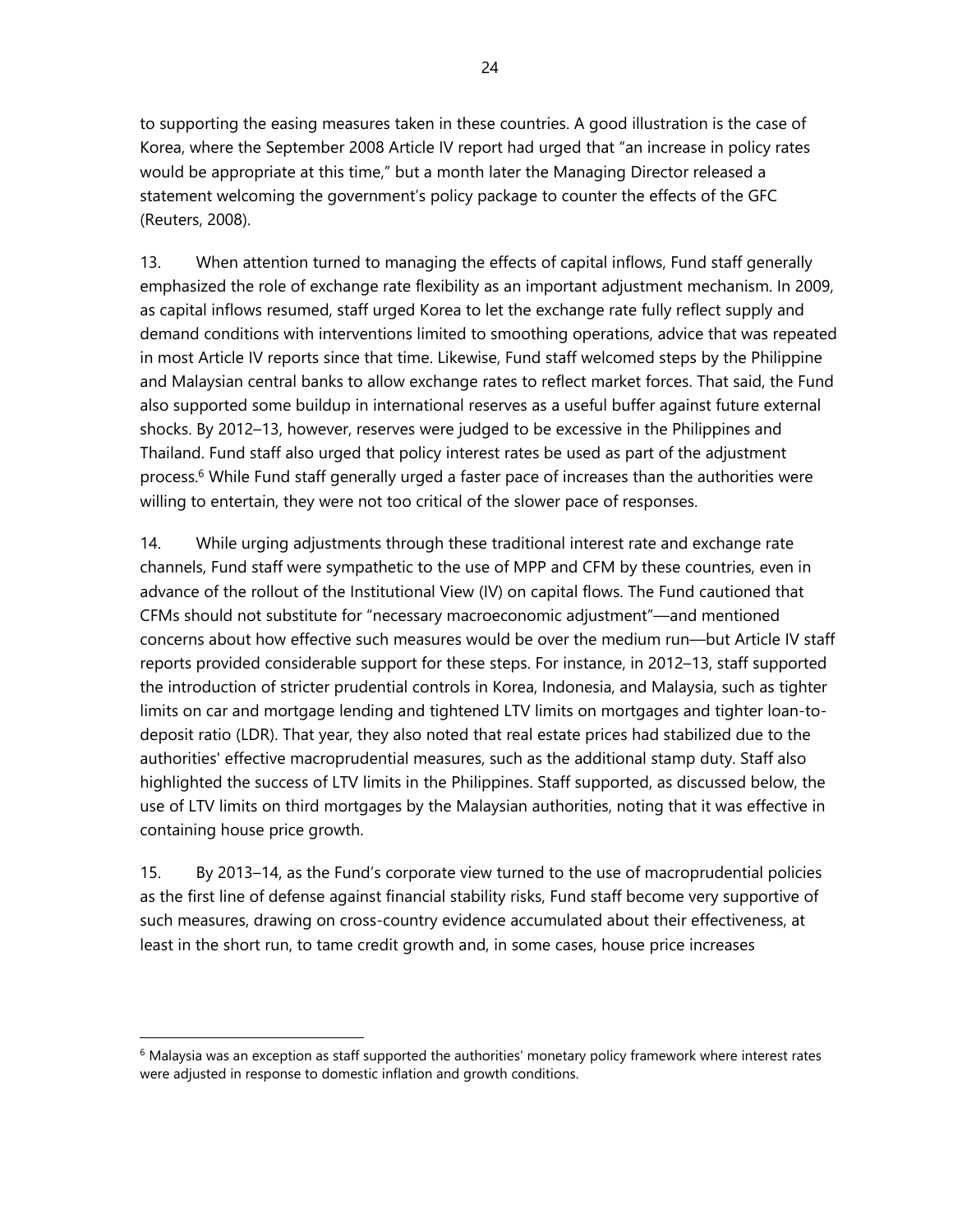to supporting the easing measures taken in these countries. A good illustration is the case of Korea, where the September 2008 Article IV report had urged that "an increase in policy rates would be appropriate at this time," but a month later the Managing Director released a statement welcoming the government's policy package to counter the effects of the GFC (Reuters, 2008).

13. When attention turned to managing the effects of capital inflows, Fund staff generally emphasized the role of exchange rate flexibility as an important adjustment mechanism. In 2009, as capital inflows resumed, staff urged Korea to let the exchange rate fully reflect supply and demand conditions with interventions limited to smoothing operations, advice that was repeated in most Article IV reports since that time. Likewise, Fund staff welcomed steps by the Philippine and Malaysian central banks to allow exchange rates to reflect market forces. That said, the Fund also supported some buildup in international reserves as a useful buffer against future external shocks. By 2012–13, however, reserves were judged to be excessive in the Philippines and Thailand. Fund staff also urged that policy interest rates be used as part of the adjustment process.[6] While Fund staff generally urged a faster pace of increases than the authorities were willing to entertain, they were not too critical of the slower pace of responses.

14. While urging adjustments through these traditional interest rate and exchange rate channels, Fund staff were sympathetic to the use of MPP and CFM by these countries, even in advance of the rollout of the Institutional View (IV) on capital flows. The Fund cautioned that CFMs should not substitute for "necessary macroeconomic adjustment"—and mentioned concerns about how effective such measures would be over the medium run—but Article IV staff reports provided considerable support for these steps. For instance, in 2012–13, staff supported the introduction of stricter prudential controls in Korea, Indonesia, and Malaysia, such as tighter limits on car and mortgage lending and tightened LTV limits on mortgages and tighter loan-to-deposit ratio (LDR). That year, they also noted that real estate prices had stabilized due to the authorities' effective macroprudential measures, such as the additional stamp duty. Staff also highlighted the success of LTV limits in the Philippines. Staff supported, as discussed below, the use of LTV limits on third mortgages by the Malaysian authorities, noting that it was effective in containing house price growth.

15. By 2013–14, as the Fund's corporate view turned to the use of macroprudential policies as the first line of defense against financial stability risks, Fund staff become very supportive of such measures, drawing on cross-country evidence accumulated about their effectiveness, at least in the short run, to tame credit growth and, in some cases, house price increases

[6] Malaysia was an exception as staff supported the authorities' monetary policy framework where interest rates were adjusted in response to domestic inflation and growth conditions.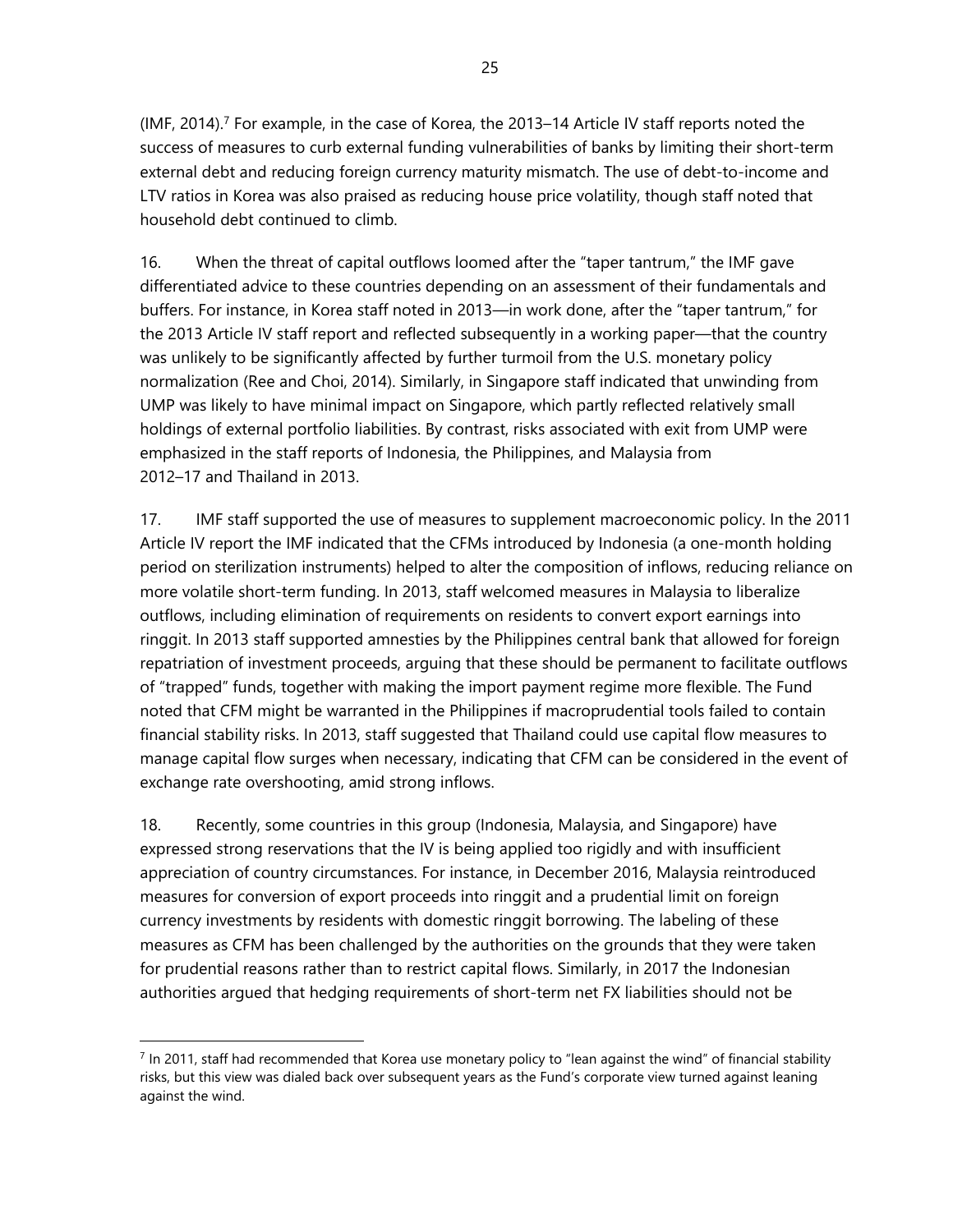(IMF, 2014).[7] For example, in the case of Korea, the 2013–14 Article IV staff reports noted the success of measures to curb external funding vulnerabilities of banks by limiting their short-term external debt and reducing foreign currency maturity mismatch. The use of debt-to-income and LTV ratios in Korea was also praised as reducing house price volatility, though staff noted that household debt continued to climb.

16. When the threat of capital outflows loomed after the "taper tantrum," the IMF gave differentiated advice to these countries depending on an assessment of their fundamentals and buffers. For instance, in Korea staff noted in 2013—in work done, after the "taper tantrum," for the 2013 Article IV staff report and reflected subsequently in a working paper—that the country was unlikely to be significantly affected by further turmoil from the U.S. monetary policy normalization (Ree and Choi, 2014). Similarly, in Singapore staff indicated that unwinding from UMP was likely to have minimal impact on Singapore, which partly reflected relatively small holdings of external portfolio liabilities. By contrast, risks associated with exit from UMP were emphasized in the staff reports of Indonesia, the Philippines, and Malaysia from 2012–17 and Thailand in 2013.

17. IMF staff supported the use of measures to supplement macroeconomic policy. In the 2011 Article IV report the IMF indicated that the CFMs introduced by Indonesia (a one-month holding period on sterilization instruments) helped to alter the composition of inflows, reducing reliance on more volatile short-term funding. In 2013, staff welcomed measures in Malaysia to liberalize outflows, including elimination of requirements on residents to convert export earnings into ringgit. In 2013 staff supported amnesties by the Philippines central bank that allowed for foreign repatriation of investment proceeds, arguing that these should be permanent to facilitate outflows of "trapped" funds, together with making the import payment regime more flexible. The Fund noted that CFM might be warranted in the Philippines if macroprudential tools failed to contain financial stability risks. In 2013, staff suggested that Thailand could use capital flow measures to manage capital flow surges when necessary, indicating that CFM can be considered in the event of exchange rate overshooting, amid strong inflows.

18. Recently, some countries in this group (Indonesia, Malaysia, and Singapore) have expressed strong reservations that the IV is being applied too rigidly and with insufficient appreciation of country circumstances. For instance, in December 2016, Malaysia reintroduced measures for conversion of export proceeds into ringgit and a prudential limit on foreign currency investments by residents with domestic ringgit borrowing. The labeling of these measures as CFM has been challenged by the authorities on the grounds that they were taken for prudential reasons rather than to restrict capital flows. Similarly, in 2017 the Indonesian authorities argued that hedging requirements of short-term net FX liabilities should not be

[7] In 2011, staff had recommended that Korea use monetary policy to "lean against the wind" of financial stability risks, but this view was dialed back over subsequent years as the Fund's corporate view turned against leaning against the wind.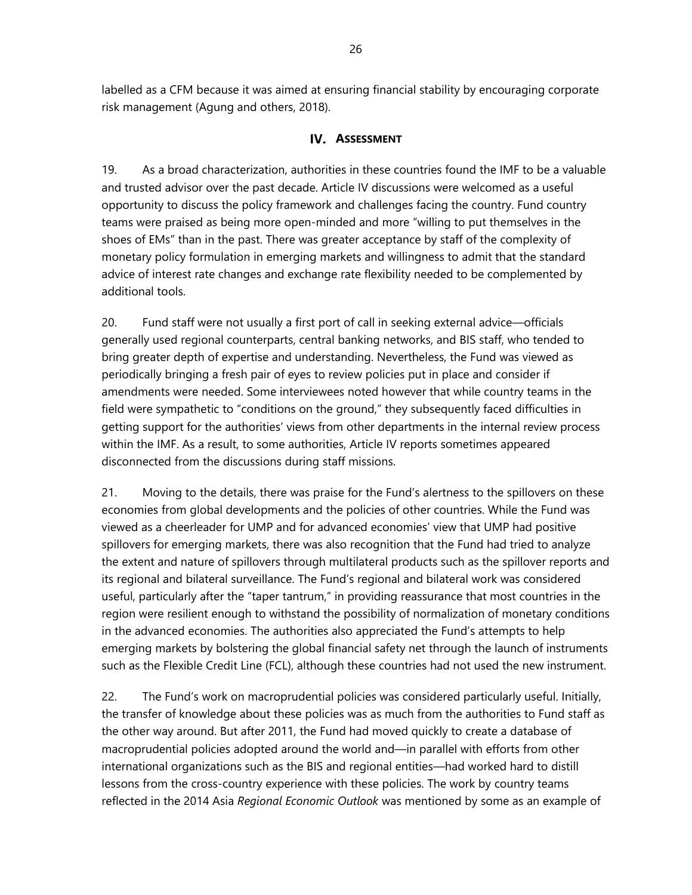labelled as a CFM because it was aimed at ensuring financial stability by encouraging corporate risk management (Agung and others, 2018).

## IV. ASSESSMENT

19. As a broad characterization, authorities in these countries found the IMF to be a valuable and trusted advisor over the past decade. Article IV discussions were welcomed as a useful opportunity to discuss the policy framework and challenges facing the country. Fund country teams were praised as being more open-minded and more "willing to put themselves in the shoes of EMs" than in the past. There was greater acceptance by staff of the complexity of monetary policy formulation in emerging markets and willingness to admit that the standard advice of interest rate changes and exchange rate flexibility needed to be complemented by additional tools.

20. Fund staff were not usually a first port of call in seeking external advice—officials generally used regional counterparts, central banking networks, and BIS staff, who tended to bring greater depth of expertise and understanding. Nevertheless, the Fund was viewed as periodically bringing a fresh pair of eyes to review policies put in place and consider if amendments were needed. Some interviewees noted however that while country teams in the field were sympathetic to "conditions on the ground," they subsequently faced difficulties in getting support for the authorities' views from other departments in the internal review process within the IMF. As a result, to some authorities, Article IV reports sometimes appeared disconnected from the discussions during staff missions.

21. Moving to the details, there was praise for the Fund's alertness to the spillovers on these economies from global developments and the policies of other countries. While the Fund was viewed as a cheerleader for UMP and for advanced economies' view that UMP had positive spillovers for emerging markets, there was also recognition that the Fund had tried to analyze the extent and nature of spillovers through multilateral products such as the spillover reports and its regional and bilateral surveillance. The Fund's regional and bilateral work was considered useful, particularly after the "taper tantrum," in providing reassurance that most countries in the region were resilient enough to withstand the possibility of normalization of monetary conditions in the advanced economies. The authorities also appreciated the Fund's attempts to help emerging markets by bolstering the global financial safety net through the launch of instruments such as the Flexible Credit Line (FCL), although these countries had not used the new instrument.

22. The Fund's work on macroprudential policies was considered particularly useful. Initially, the transfer of knowledge about these policies was as much from the authorities to Fund staff as the other way around. But after 2011, the Fund had moved quickly to create a database of macroprudential policies adopted around the world and—in parallel with efforts from other international organizations such as the BIS and regional entities—had worked hard to distill lessons from the cross-country experience with these policies. The work by country teams reflected in the 2014 Asia *Regional Economic Outlook* was mentioned by some as an example of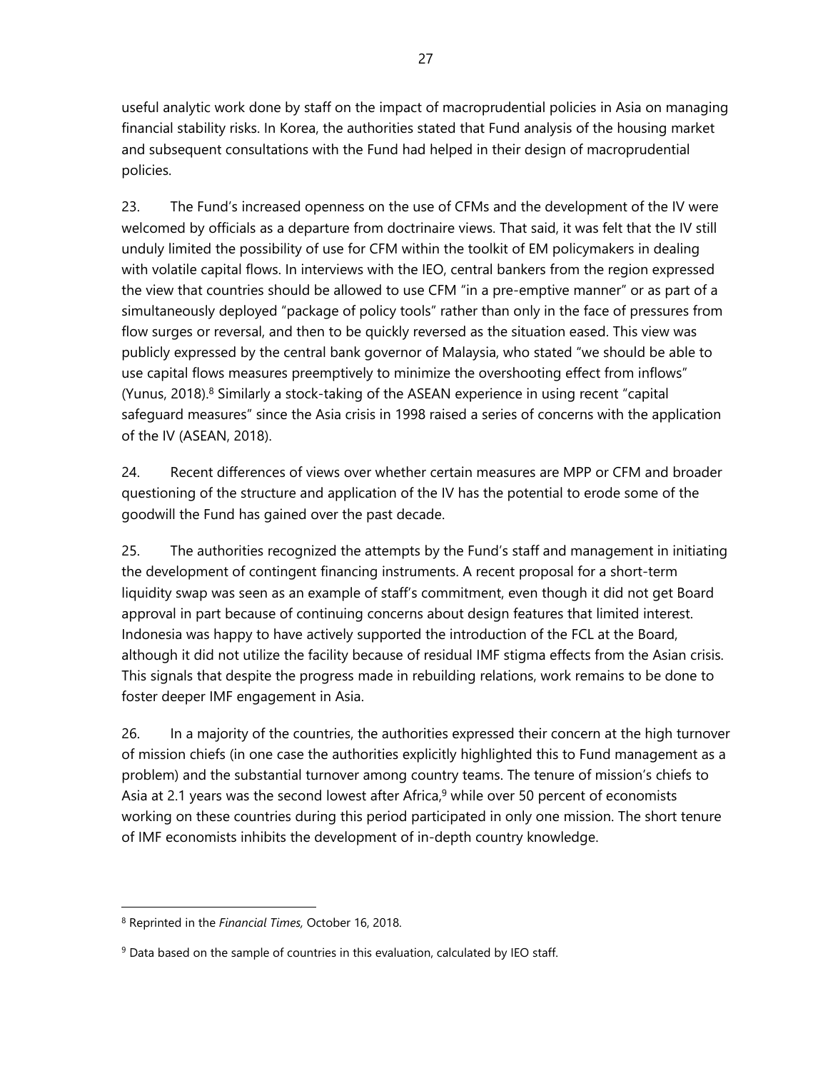useful analytic work done by staff on the impact of macroprudential policies in Asia on managing financial stability risks. In Korea, the authorities stated that Fund analysis of the housing market and subsequent consultations with the Fund had helped in their design of macroprudential policies.

23. The Fund's increased openness on the use of CFMs and the development of the IV were welcomed by officials as a departure from doctrinaire views. That said, it was felt that the IV still unduly limited the possibility of use for CFM within the toolkit of EM policymakers in dealing with volatile capital flows. In interviews with the IEO, central bankers from the region expressed the view that countries should be allowed to use CFM "in a pre-emptive manner" or as part of a simultaneously deployed "package of policy tools" rather than only in the face of pressures from flow surges or reversal, and then to be quickly reversed as the situation eased. This view was publicly expressed by the central bank governor of Malaysia, who stated "we should be able to use capital flows measures preemptively to minimize the overshooting effect from inflows" (Yunus, 2018).[8] Similarly a stock-taking of the ASEAN experience in using recent "capital safeguard measures" since the Asia crisis in 1998 raised a series of concerns with the application of the IV (ASEAN, 2018).

24. Recent differences of views over whether certain measures are MPP or CFM and broader questioning of the structure and application of the IV has the potential to erode some of the goodwill the Fund has gained over the past decade.

25. The authorities recognized the attempts by the Fund's staff and management in initiating the development of contingent financing instruments. A recent proposal for a short-term liquidity swap was seen as an example of staff's commitment, even though it did not get Board approval in part because of continuing concerns about design features that limited interest. Indonesia was happy to have actively supported the introduction of the FCL at the Board, although it did not utilize the facility because of residual IMF stigma effects from the Asian crisis. This signals that despite the progress made in rebuilding relations, work remains to be done to foster deeper IMF engagement in Asia.

26. In a majority of the countries, the authorities expressed their concern at the high turnover of mission chiefs (in one case the authorities explicitly highlighted this to Fund management as a problem) and the substantial turnover among country teams. The tenure of mission's chiefs to Asia at 2.1 years was the second lowest after Africa,[9] while over 50 percent of economists working on these countries during this period participated in only one mission. The short tenure of IMF economists inhibits the development of in-depth country knowledge.

---

[8] Reprinted in the *Financial Times,* October 16, 2018.

[9] Data based on the sample of countries in this evaluation, calculated by IEO staff.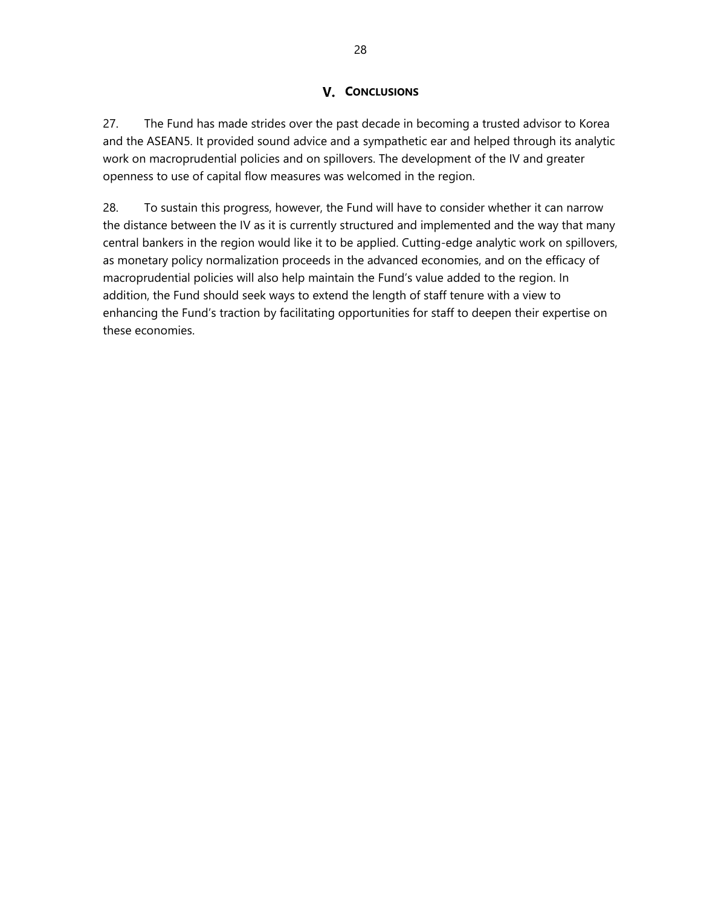## V. CONCLUSIONS

27. The Fund has made strides over the past decade in becoming a trusted advisor to Korea and the ASEAN5. It provided sound advice and a sympathetic ear and helped through its analytic work on macroprudential policies and on spillovers. The development of the IV and greater openness to use of capital flow measures was welcomed in the region.

28. To sustain this progress, however, the Fund will have to consider whether it can narrow the distance between the IV as it is currently structured and implemented and the way that many central bankers in the region would like it to be applied. Cutting-edge analytic work on spillovers, as monetary policy normalization proceeds in the advanced economies, and on the efficacy of macroprudential policies will also help maintain the Fund's value added to the region. In addition, the Fund should seek ways to extend the length of staff tenure with a view to enhancing the Fund's traction by facilitating opportunities for staff to deepen their expertise on these economies.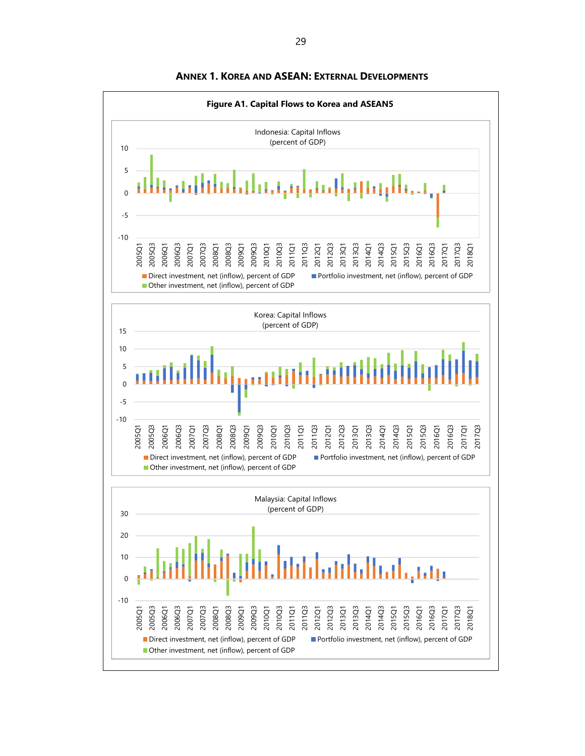# Annex 1. Korea and ASEAN: External Developments

**Figure A1. Capital Flows to Korea and ASEAN5**

Indonesia: Capital Inflows
(percent of GDP)

Direct investment, net (inflow), percent of GDP
Portfolio investment, net (inflow), percent of GDP
Other investment, net (inflow), percent of GDP

Korea: Capital Inflows
(percent of GDP)

Direct investment, net (inflow), percent of GDP
Portfolio investment, net (inflow), percent of GDP
Other investment, net (inflow), percent of GDP

Malaysia: Capital Inflows
(percent of GDP)

Direct investment, net (inflow), percent of GDP
Portfolio investment, net (inflow), percent of GDP
Other investment, net (inflow), percent of GDP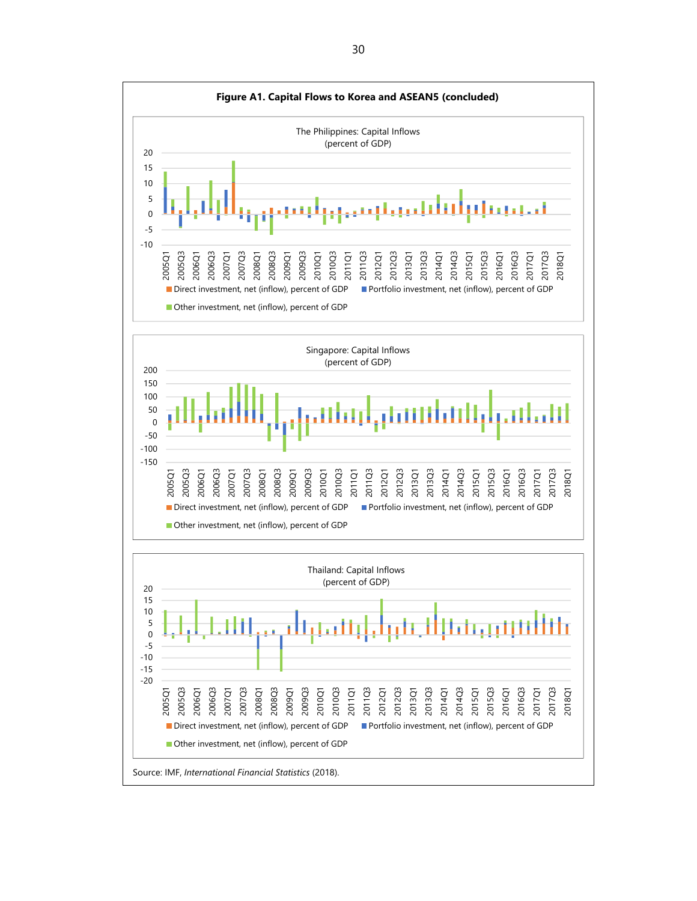**Figure A1. Capital Flows to Korea and ASEAN5 (concluded)**

The Philippines: Capital Inflows
(percent of GDP)

Direct investment, net (inflow), percent of GDP | Portfolio investment, net (inflow), percent of GDP | Other investment, net (inflow), percent of GDP

Singapore: Capital Inflows
(percent of GDP)

Direct investment, net (inflow), percent of GDP | Portfolio investment, net (inflow), percent of GDP | Other investment, net (inflow), percent of GDP

Thailand: Capital Inflows
(percent of GDP)

Direct investment, net (inflow), percent of GDP | Portfolio investment, net (inflow), percent of GDP | Other investment, net (inflow), percent of GDP

Source: IMF, *International Financial Statistics* (2018).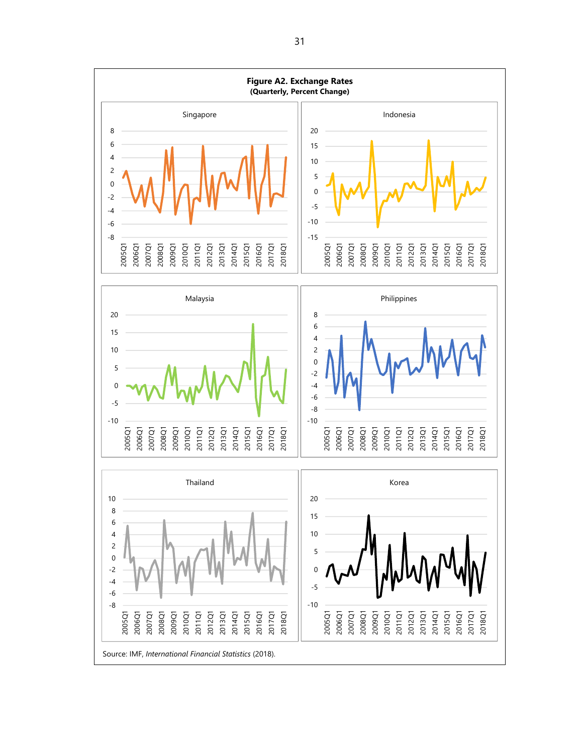**Figure A2. Exchange Rates**
**(Quarterly, Percent Change)**

Source: IMF, *International Financial Statistics* (2018).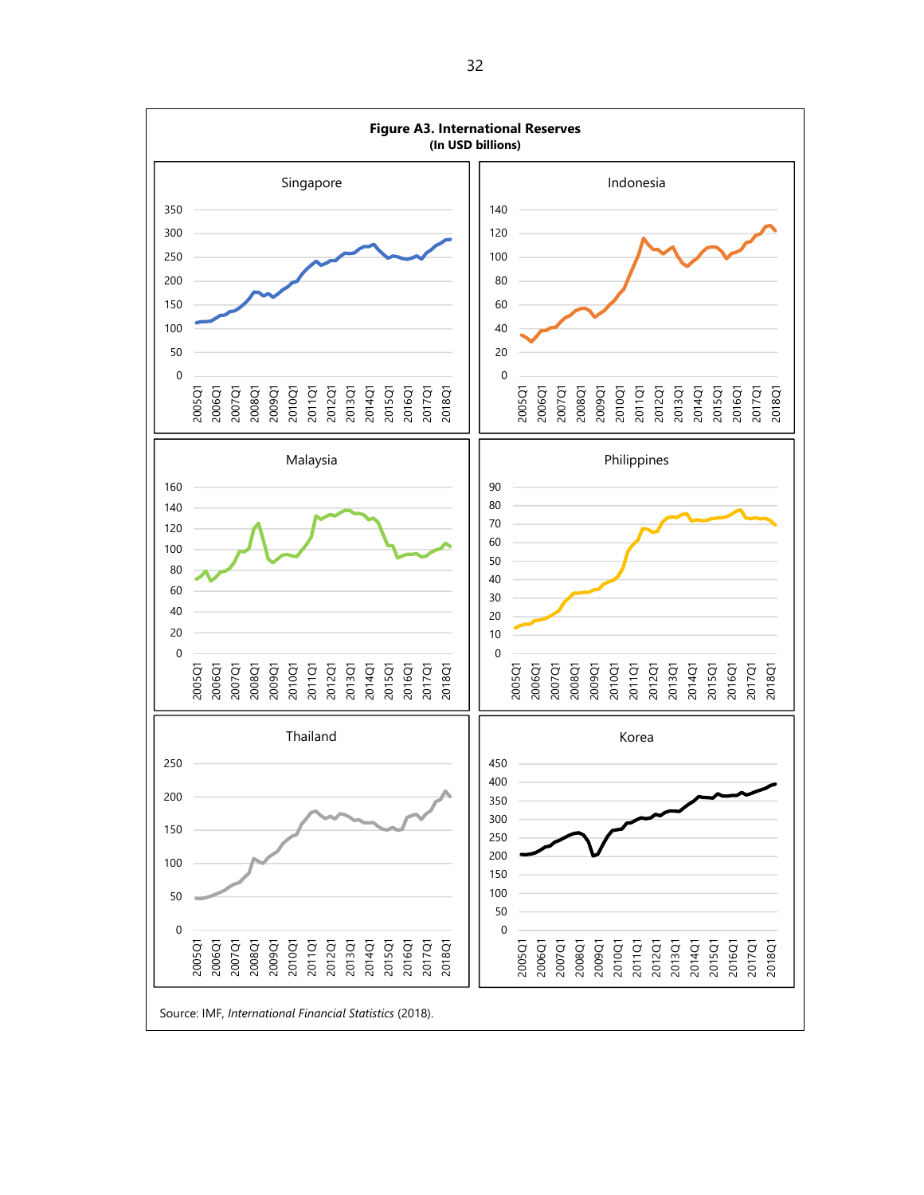**Figure A3. International Reserves**
**(In USD billions)**

Source: IMF, *International Financial Statistics* (2018).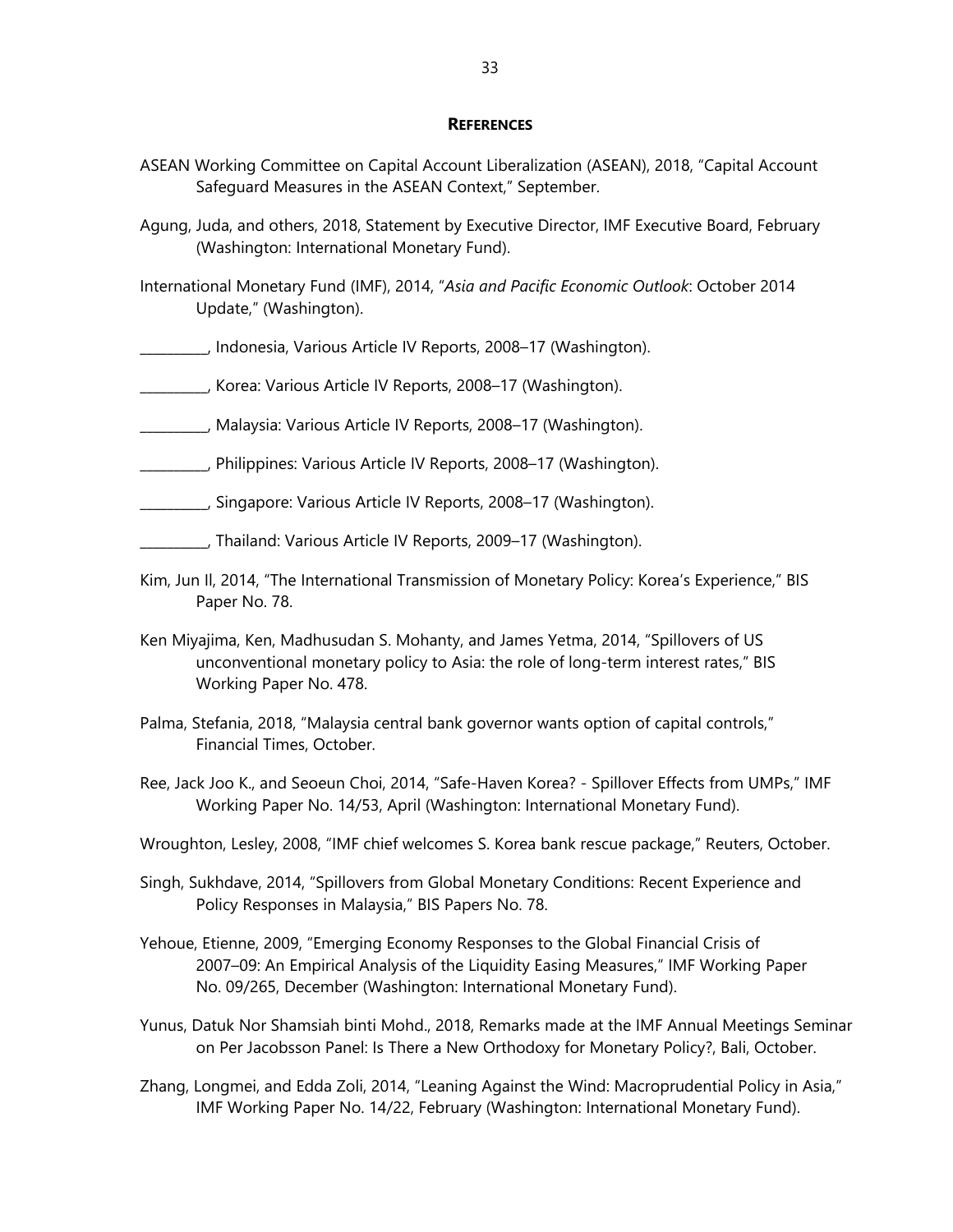## References

ASEAN Working Committee on Capital Account Liberalization (ASEAN), 2018, "Capital Account Safeguard Measures in the ASEAN Context," September.

Agung, Juda, and others, 2018, Statement by Executive Director, IMF Executive Board, February (Washington: International Monetary Fund).

International Monetary Fund (IMF), 2014, "*Asia and Pacific Economic Outlook*: October 2014 Update," (Washington).

__________, Indonesia, Various Article IV Reports, 2008–17 (Washington).

__________, Korea: Various Article IV Reports, 2008–17 (Washington).

__________, Malaysia: Various Article IV Reports, 2008–17 (Washington).

__________, Philippines: Various Article IV Reports, 2008–17 (Washington).

__________, Singapore: Various Article IV Reports, 2008–17 (Washington).

__________, Thailand: Various Article IV Reports, 2009–17 (Washington).

Kim, Jun Il, 2014, "The International Transmission of Monetary Policy: Korea's Experience," BIS Paper No. 78.

Ken Miyajima, Ken, Madhusudan S. Mohanty, and James Yetma, 2014, "Spillovers of US unconventional monetary policy to Asia: the role of long-term interest rates," BIS Working Paper No. 478.

Palma, Stefania, 2018, "Malaysia central bank governor wants option of capital controls," Financial Times, October.

Ree, Jack Joo K., and Seoeun Choi, 2014, "Safe-Haven Korea? - Spillover Effects from UMPs," IMF Working Paper No. 14/53, April (Washington: International Monetary Fund).

Wroughton, Lesley, 2008, "IMF chief welcomes S. Korea bank rescue package," Reuters, October.

Singh, Sukhdave, 2014, "Spillovers from Global Monetary Conditions: Recent Experience and Policy Responses in Malaysia," BIS Papers No. 78.

Yehoue, Etienne, 2009, "Emerging Economy Responses to the Global Financial Crisis of 2007–09: An Empirical Analysis of the Liquidity Easing Measures," IMF Working Paper No. 09/265, December (Washington: International Monetary Fund).

Yunus, Datuk Nor Shamsiah binti Mohd., 2018, Remarks made at the IMF Annual Meetings Seminar on Per Jacobsson Panel: Is There a New Orthodoxy for Monetary Policy?, Bali, October.

Zhang, Longmei, and Edda Zoli, 2014, "Leaning Against the Wind: Macroprudential Policy in Asia," IMF Working Paper No. 14/22, February (Washington: International Monetary Fund).